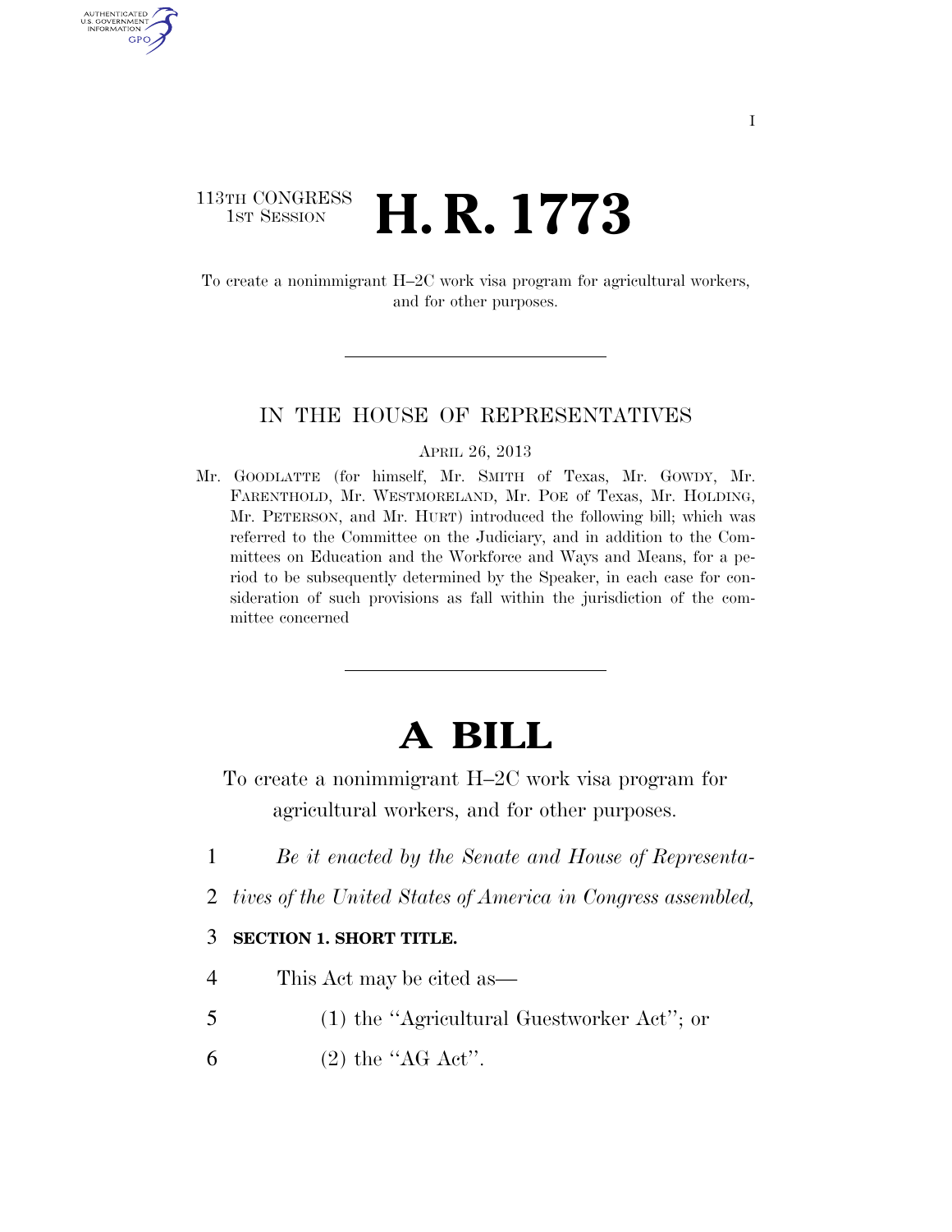I

113TH CONGRESS
1ST SESSION

# H. R. 1773

To create a nonimmigrant H–2C work visa program for agricultural workers, and for other purposes.

IN THE HOUSE OF REPRESENTATIVES

APRIL 26, 2013

Mr. GOODLATTE (for himself, Mr. SMITH of Texas, Mr. GOWDY, Mr. FARENTHOLD, Mr. WESTMORELAND, Mr. POE of Texas, Mr. HOLDING, Mr. PETERSON, and Mr. HURT) introduced the following bill; which was referred to the Committee on the Judiciary, and in addition to the Committees on Education and the Workforce and Ways and Means, for a period to be subsequently determined by the Speaker, in each case for consideration of such provisions as fall within the jurisdiction of the committee concerned

# A BILL

To create a nonimmigrant H–2C work visa program for agricultural workers, and for other purposes.

1 *Be it enacted by the Senate and House of Representa-*
2 *tives of the United States of America in Congress assembled,*

3 **SECTION 1. SHORT TITLE.**

4 This Act may be cited as—
5 (1) the ''Agricultural Guestworker Act''; or
6 (2) the ''AG Act''.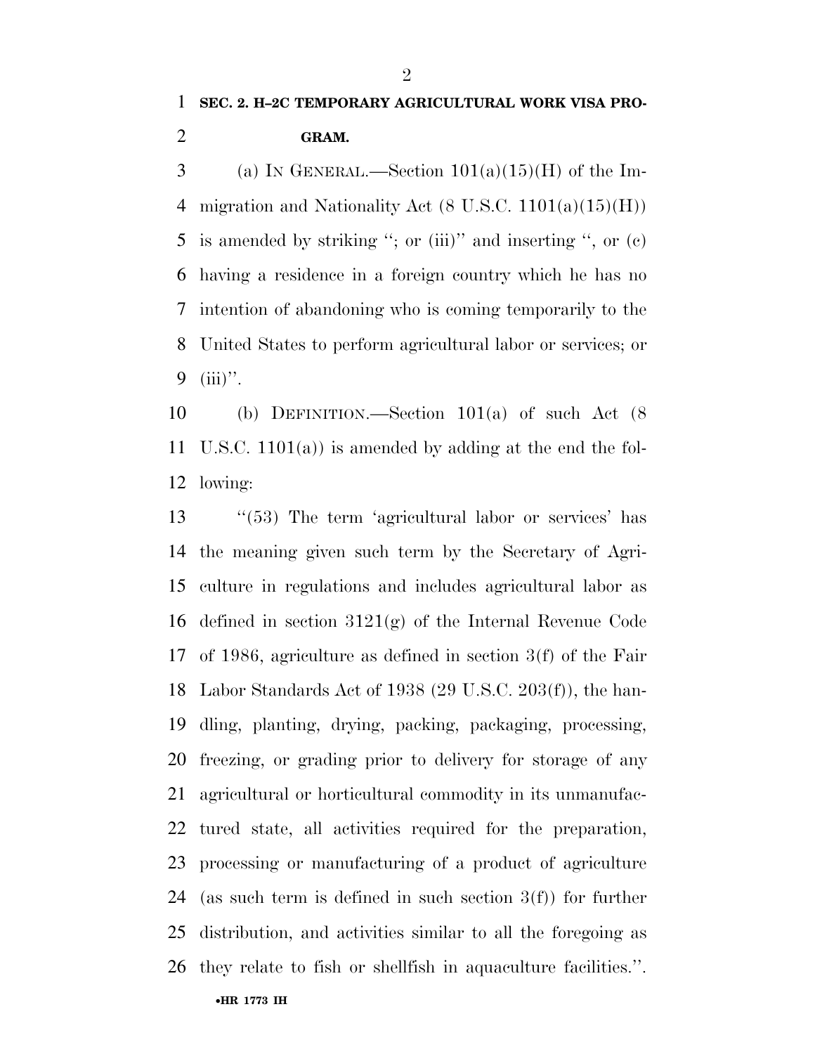**SEC. 2. H–2C TEMPORARY AGRICULTURAL WORK VISA PROGRAM.**

(a) IN GENERAL.—Section 101(a)(15)(H) of the Immigration and Nationality Act (8 U.S.C. 1101(a)(15)(H)) is amended by striking ''; or (iii)'' and inserting '', or (c) having a residence in a foreign country which he has no intention of abandoning who is coming temporarily to the United States to perform agricultural labor or services; or (iii)''.

(b) DEFINITION.—Section 101(a) of such Act (8 U.S.C. 1101(a)) is amended by adding at the end the following:

''(53) The term 'agricultural labor or services' has the meaning given such term by the Secretary of Agriculture in regulations and includes agricultural labor as defined in section 3121(g) of the Internal Revenue Code of 1986, agriculture as defined in section 3(f) of the Fair Labor Standards Act of 1938 (29 U.S.C. 203(f)), the handling, planting, drying, packing, packaging, processing, freezing, or grading prior to delivery for storage of any agricultural or horticultural commodity in its unmanufactured state, all activities required for the preparation, processing or manufacturing of a product of agriculture (as such term is defined in such section 3(f)) for further distribution, and activities similar to all the foregoing as they relate to fish or shellfish in aquaculture facilities.''.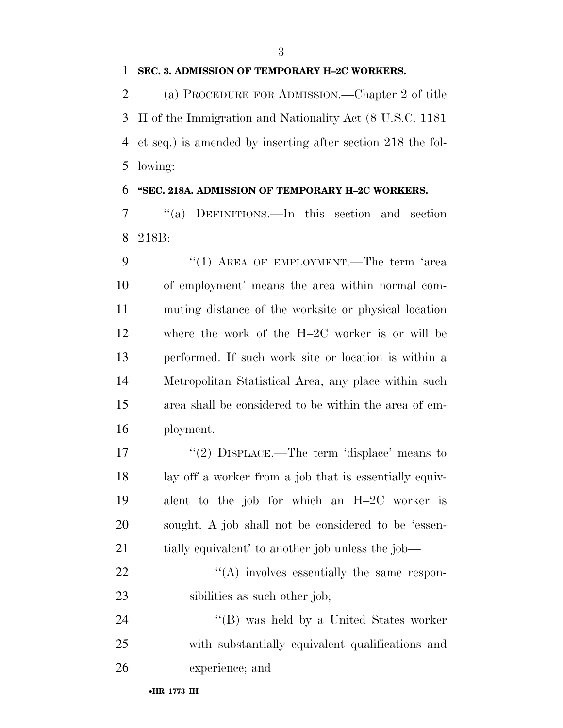**SEC. 3. ADMISSION OF TEMPORARY H–2C WORKERS.**

(a) PROCEDURE FOR ADMISSION.—Chapter 2 of title II of the Immigration and Nationality Act (8 U.S.C. 1181 et seq.) is amended by inserting after section 218 the following:

**"SEC. 218A. ADMISSION OF TEMPORARY H–2C WORKERS.**

"(a) DEFINITIONS.—In this section and section 218B:

"(1) AREA OF EMPLOYMENT.—The term 'area of employment' means the area within normal commuting distance of the worksite or physical location where the work of the H–2C worker is or will be performed. If such work site or location is within a Metropolitan Statistical Area, any place within such area shall be considered to be within the area of employment.

"(2) DISPLACE.—The term 'displace' means to lay off a worker from a job that is essentially equivalent to the job for which an H–2C worker is sought. A job shall not be considered to be 'essentially equivalent' to another job unless the job—

"(A) involves essentially the same responsibilities as such other job;

"(B) was held by a United States worker with substantially equivalent qualifications and experience; and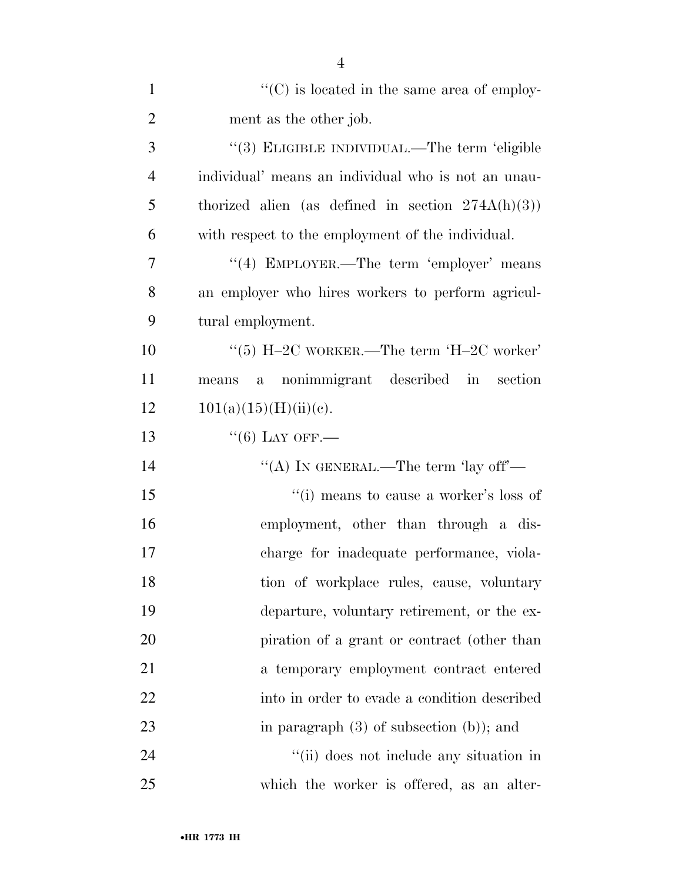"(C) is located in the same area of employment as the other job.

"(3) ELIGIBLE INDIVIDUAL.—The term 'eligible individual' means an individual who is not an unauthorized alien (as defined in section 274A(h)(3)) with respect to the employment of the individual.

"(4) EMPLOYER.—The term 'employer' means an employer who hires workers to perform agricultural employment.

"(5) H–2C WORKER.—The term 'H–2C worker' means a nonimmigrant described in section 101(a)(15)(H)(ii)(c).

"(6) LAY OFF.—

"(A) IN GENERAL.—The term 'lay off'—

"(i) means to cause a worker's loss of employment, other than through a discharge for inadequate performance, violation of workplace rules, cause, voluntary departure, voluntary retirement, or the expiration of a grant or contract (other than a temporary employment contract entered into in order to evade a condition described in paragraph (3) of subsection (b)); and

"(ii) does not include any situation in which the worker is offered, as an alter-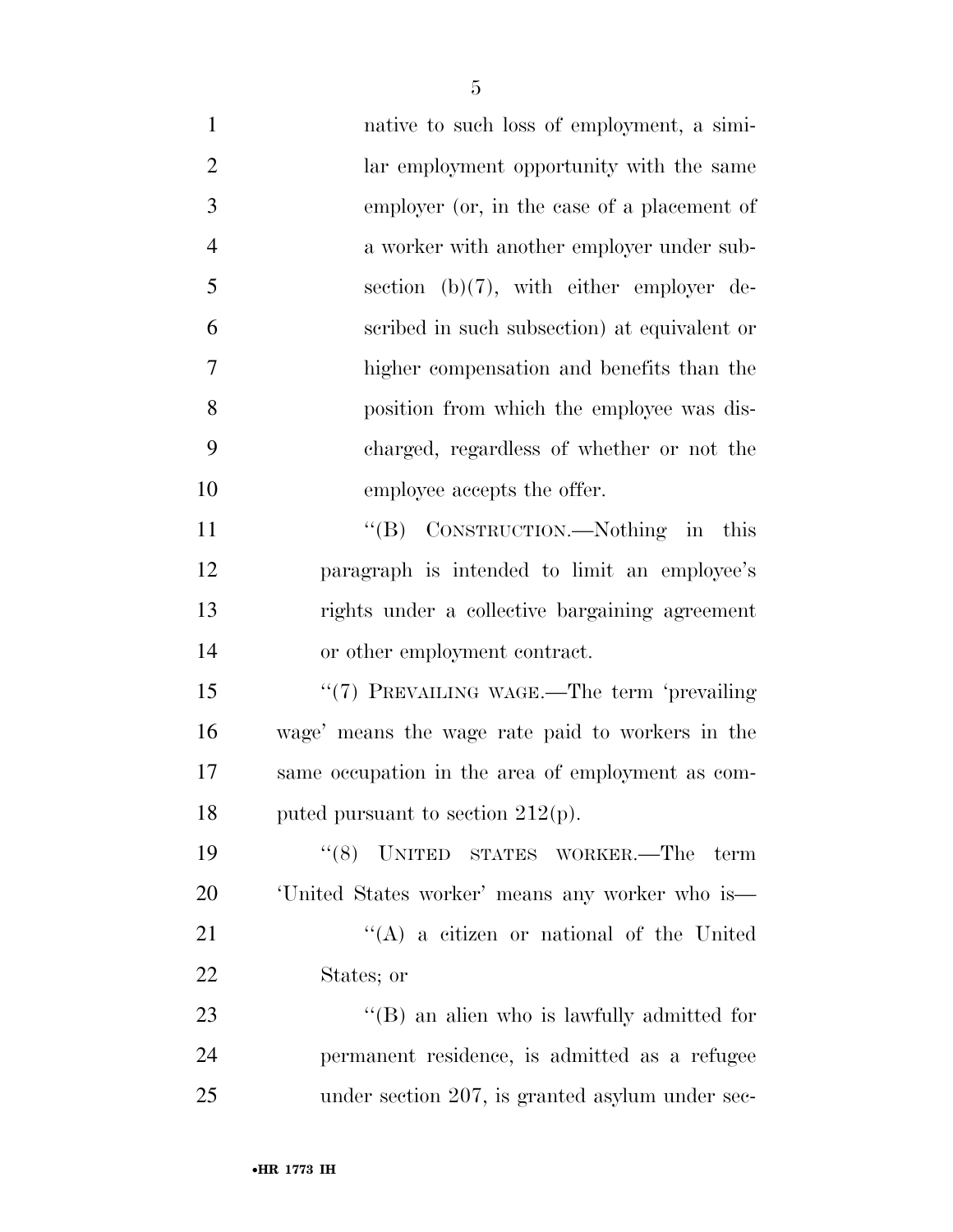native to such loss of employment, a similar employment opportunity with the same employer (or, in the case of a placement of a worker with another employer under subsection (b)(7), with either employer described in such subsection) at equivalent or higher compensation and benefits than the position from which the employee was discharged, regardless of whether or not the employee accepts the offer.

''(B) CONSTRUCTION.—Nothing in this paragraph is intended to limit an employee's rights under a collective bargaining agreement or other employment contract.

''(7) PREVAILING WAGE.—The term 'prevailing wage' means the wage rate paid to workers in the same occupation in the area of employment as computed pursuant to section 212(p).

''(8) UNITED STATES WORKER.—The term 'United States worker' means any worker who is—

''(A) a citizen or national of the United States; or

''(B) an alien who is lawfully admitted for permanent residence, is admitted as a refugee under section 207, is granted asylum under sec-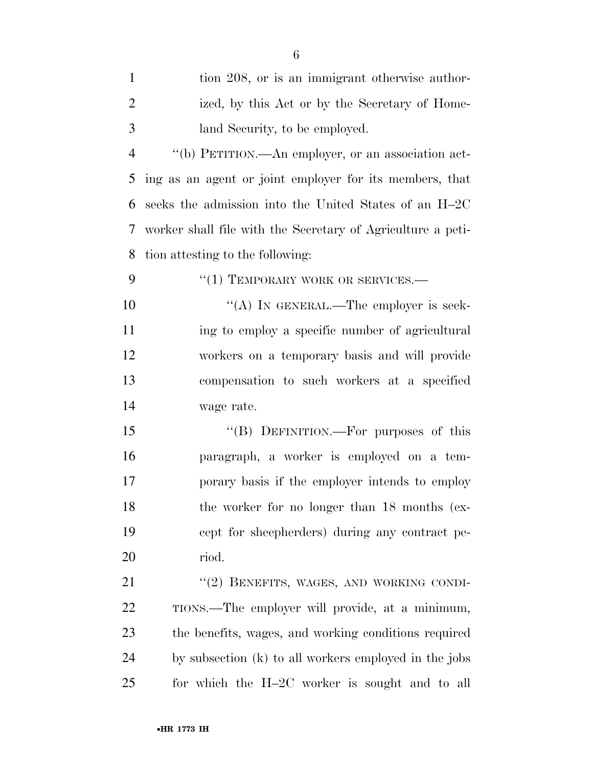tion 208, or is an immigrant otherwise authorized, by this Act or by the Secretary of Homeland Security, to be employed.

"(b) PETITION.—An employer, or an association acting as an agent or joint employer for its members, that seeks the admission into the United States of an H–2C worker shall file with the Secretary of Agriculture a petition attesting to the following:

"(1) TEMPORARY WORK OR SERVICES.—

"(A) IN GENERAL.—The employer is seeking to employ a specific number of agricultural workers on a temporary basis and will provide compensation to such workers at a specified wage rate.

"(B) DEFINITION.—For purposes of this paragraph, a worker is employed on a temporary basis if the employer intends to employ the worker for no longer than 18 months (except for sheepherders) during any contract period.

"(2) BENEFITS, WAGES, AND WORKING CONDITIONS.—The employer will provide, at a minimum, the benefits, wages, and working conditions required by subsection (k) to all workers employed in the jobs for which the H–2C worker is sought and to all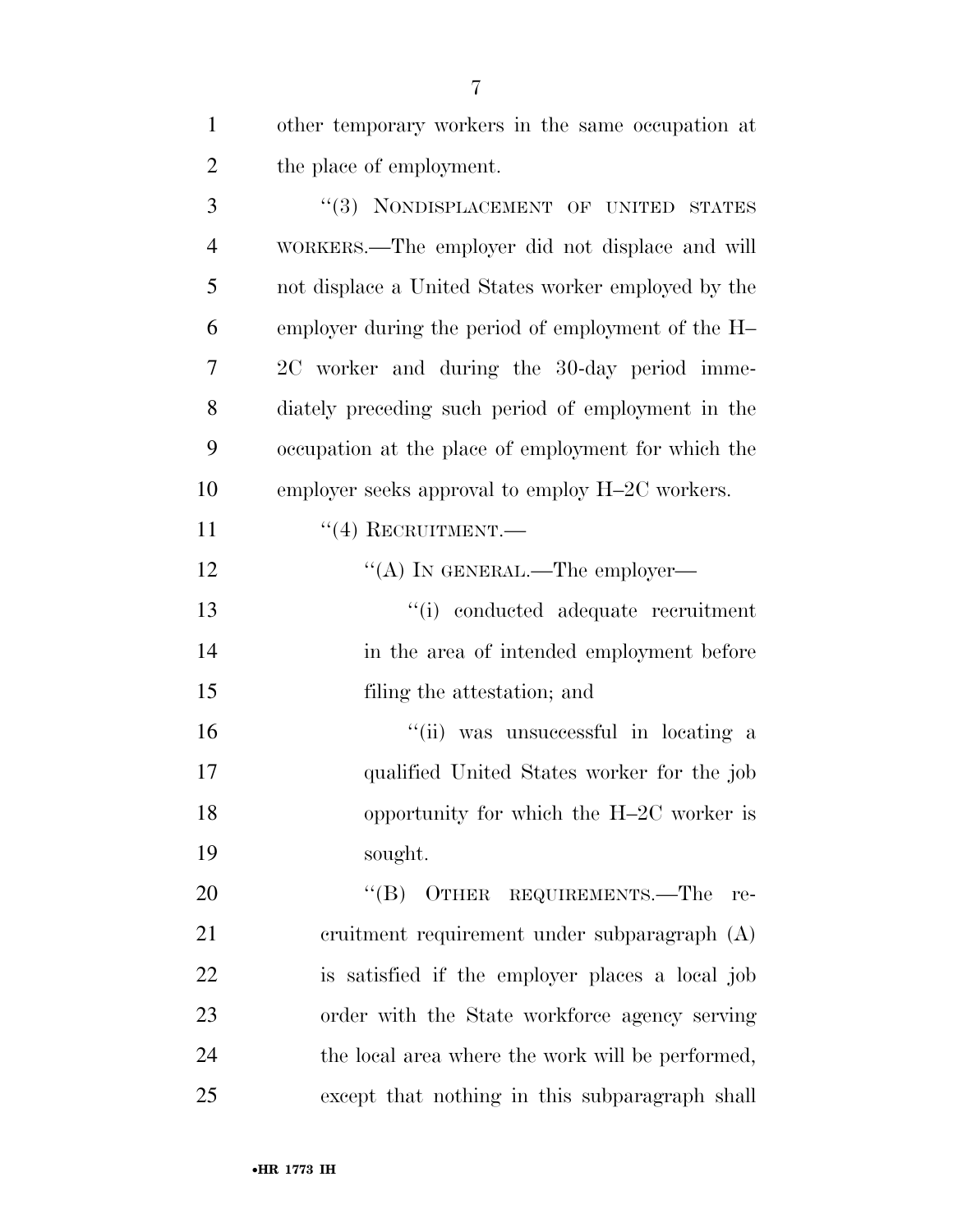other temporary workers in the same occupation at the place of employment.

"(3) NONDISPLACEMENT OF UNITED STATES WORKERS.—The employer did not displace and will not displace a United States worker employed by the employer during the period of employment of the H–2C worker and during the 30-day period immediately preceding such period of employment in the occupation at the place of employment for which the employer seeks approval to employ H–2C workers.

"(4) RECRUITMENT.—

"(A) IN GENERAL.—The employer—

"(i) conducted adequate recruitment in the area of intended employment before filing the attestation; and

"(ii) was unsuccessful in locating a qualified United States worker for the job opportunity for which the H–2C worker is sought.

"(B) OTHER REQUIREMENTS.—The recruitment requirement under subparagraph (A) is satisfied if the employer places a local job order with the State workforce agency serving the local area where the work will be performed, except that nothing in this subparagraph shall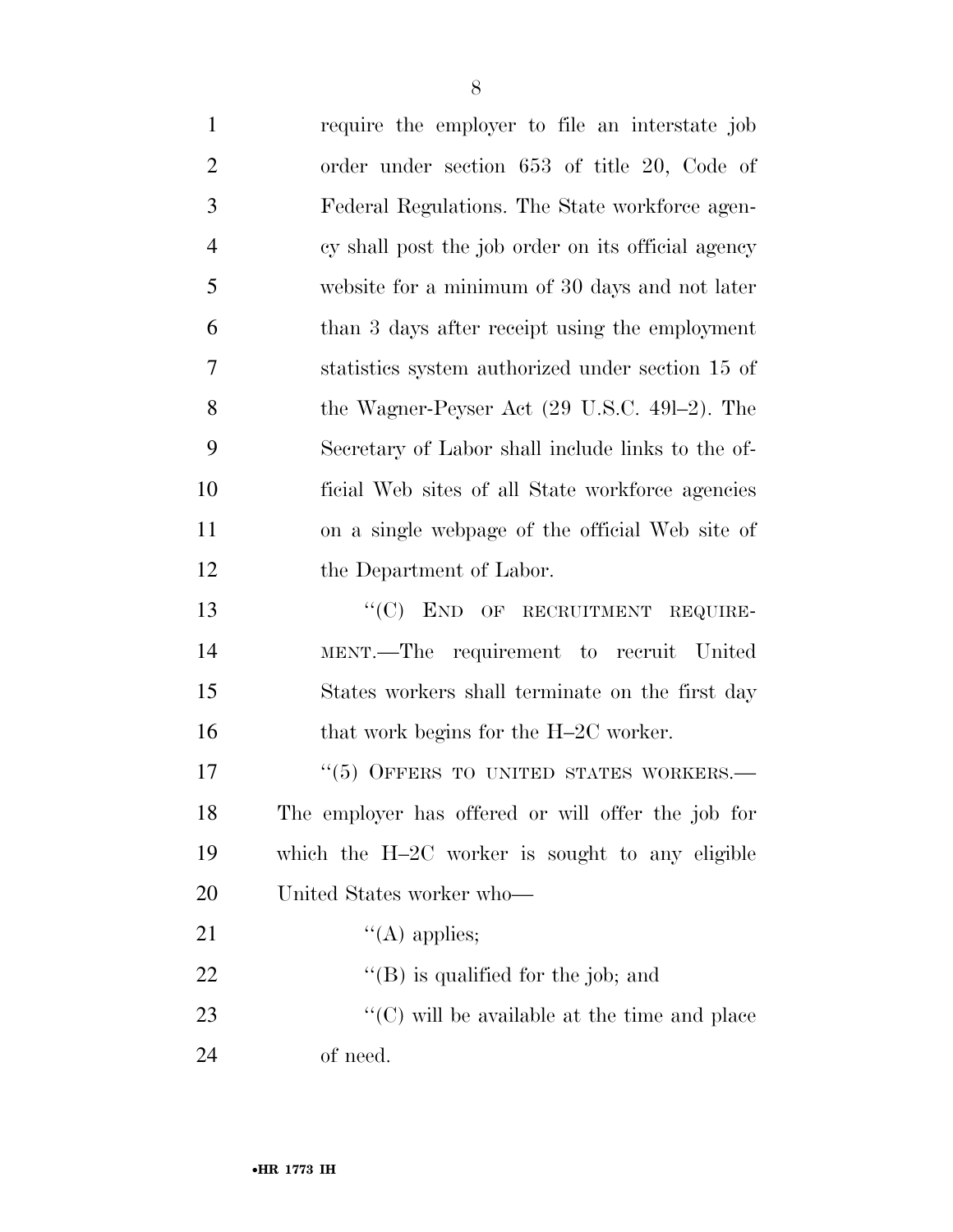require the employer to file an interstate job order under section 653 of title 20, Code of Federal Regulations. The State workforce agency shall post the job order on its official agency website for a minimum of 30 days and not later than 3 days after receipt using the employment statistics system authorized under section 15 of the Wagner-Peyser Act (29 U.S.C. 49l–2). The Secretary of Labor shall include links to the official Web sites of all State workforce agencies on a single webpage of the official Web site of the Department of Labor.

''(C) END OF RECRUITMENT REQUIREMENT.—The requirement to recruit United States workers shall terminate on the first day that work begins for the H–2C worker.

''(5) OFFERS TO UNITED STATES WORKERS.—The employer has offered or will offer the job for which the H–2C worker is sought to any eligible United States worker who—

''(A) applies;

''(B) is qualified for the job; and

''(C) will be available at the time and place of need.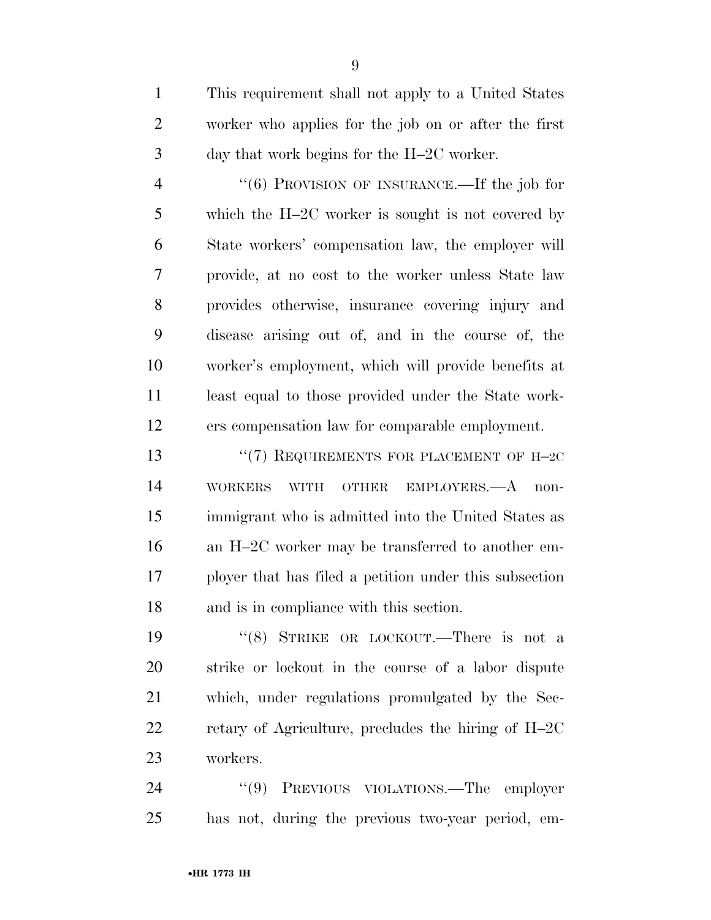This requirement shall not apply to a United States worker who applies for the job on or after the first day that work begins for the H–2C worker.

"(6) PROVISION OF INSURANCE.—If the job for which the H–2C worker is sought is not covered by State workers' compensation law, the employer will provide, at no cost to the worker unless State law provides otherwise, insurance covering injury and disease arising out of, and in the course of, the worker's employment, which will provide benefits at least equal to those provided under the State workers compensation law for comparable employment.

"(7) REQUIREMENTS FOR PLACEMENT OF H–2C WORKERS WITH OTHER EMPLOYERS.—A nonimmigrant who is admitted into the United States as an H–2C worker may be transferred to another employer that has filed a petition under this subsection and is in compliance with this section.

"(8) STRIKE OR LOCKOUT.—There is not a strike or lockout in the course of a labor dispute which, under regulations promulgated by the Secretary of Agriculture, precludes the hiring of H–2C workers.

"(9) PREVIOUS VIOLATIONS.—The employer has not, during the previous two-year period, em-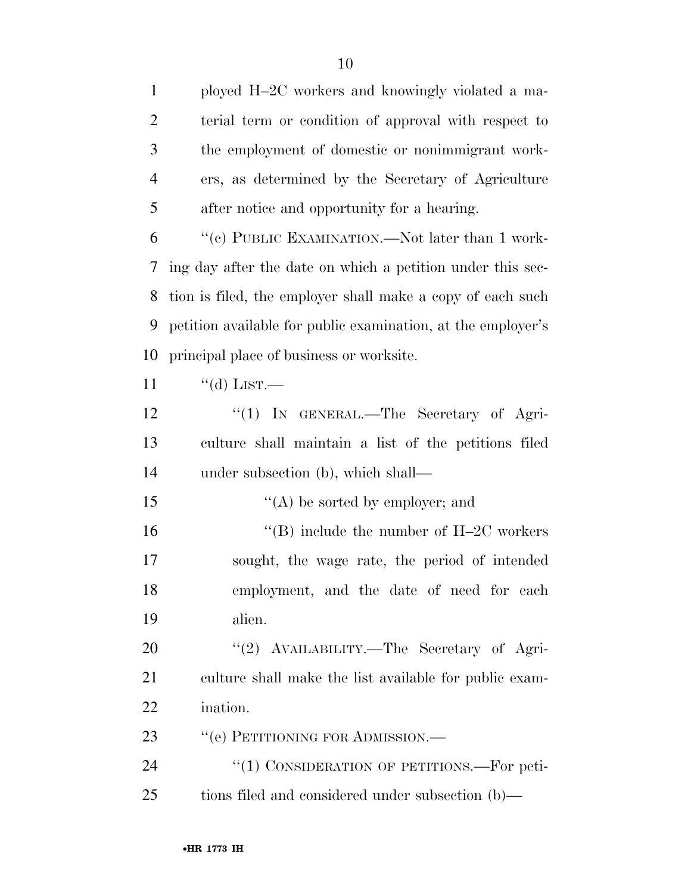ployed H–2C workers and knowingly violated a material term or condition of approval with respect to the employment of domestic or nonimmigrant workers, as determined by the Secretary of Agriculture after notice and opportunity for a hearing.

"(c) PUBLIC EXAMINATION.—Not later than 1 working day after the date on which a petition under this section is filed, the employer shall make a copy of each such petition available for public examination, at the employer's principal place of business or worksite.

"(d) LIST.—

"(1) IN GENERAL.—The Secretary of Agriculture shall maintain a list of the petitions filed under subsection (b), which shall—

"(A) be sorted by employer; and

"(B) include the number of H–2C workers sought, the wage rate, the period of intended employment, and the date of need for each alien.

"(2) AVAILABILITY.—The Secretary of Agriculture shall make the list available for public examination.

"(e) PETITIONING FOR ADMISSION.—

"(1) CONSIDERATION OF PETITIONS.—For petitions filed and considered under subsection (b)—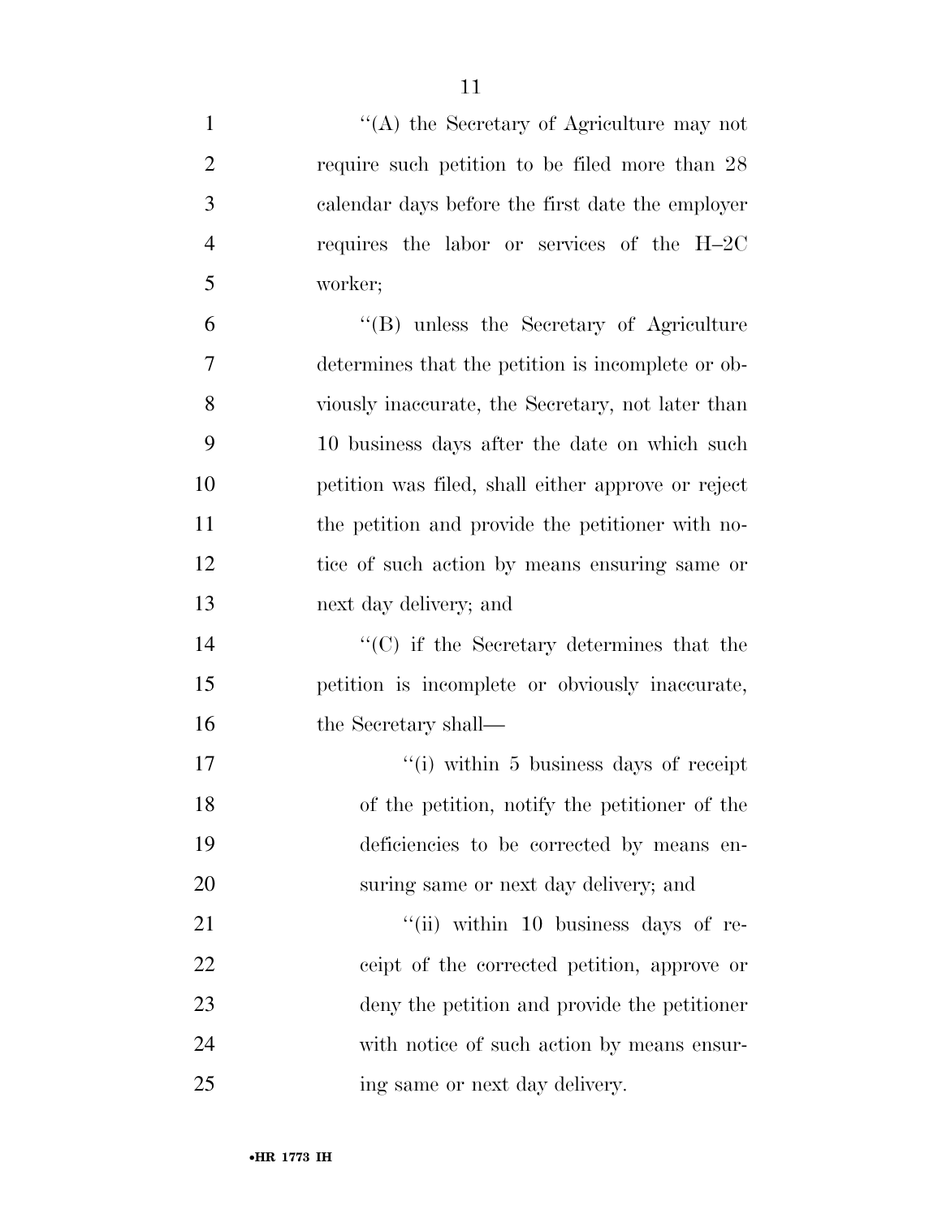''(A) the Secretary of Agriculture may not require such petition to be filed more than 28 calendar days before the first date the employer requires the labor or services of the H–2C worker;

''(B) unless the Secretary of Agriculture determines that the petition is incomplete or obviously inaccurate, the Secretary, not later than 10 business days after the date on which such petition was filed, shall either approve or reject the petition and provide the petitioner with notice of such action by means ensuring same or next day delivery; and

''(C) if the Secretary determines that the petition is incomplete or obviously inaccurate, the Secretary shall—

''(i) within 5 business days of receipt of the petition, notify the petitioner of the deficiencies to be corrected by means ensuring same or next day delivery; and

''(ii) within 10 business days of receipt of the corrected petition, approve or deny the petition and provide the petitioner with notice of such action by means ensuring same or next day delivery.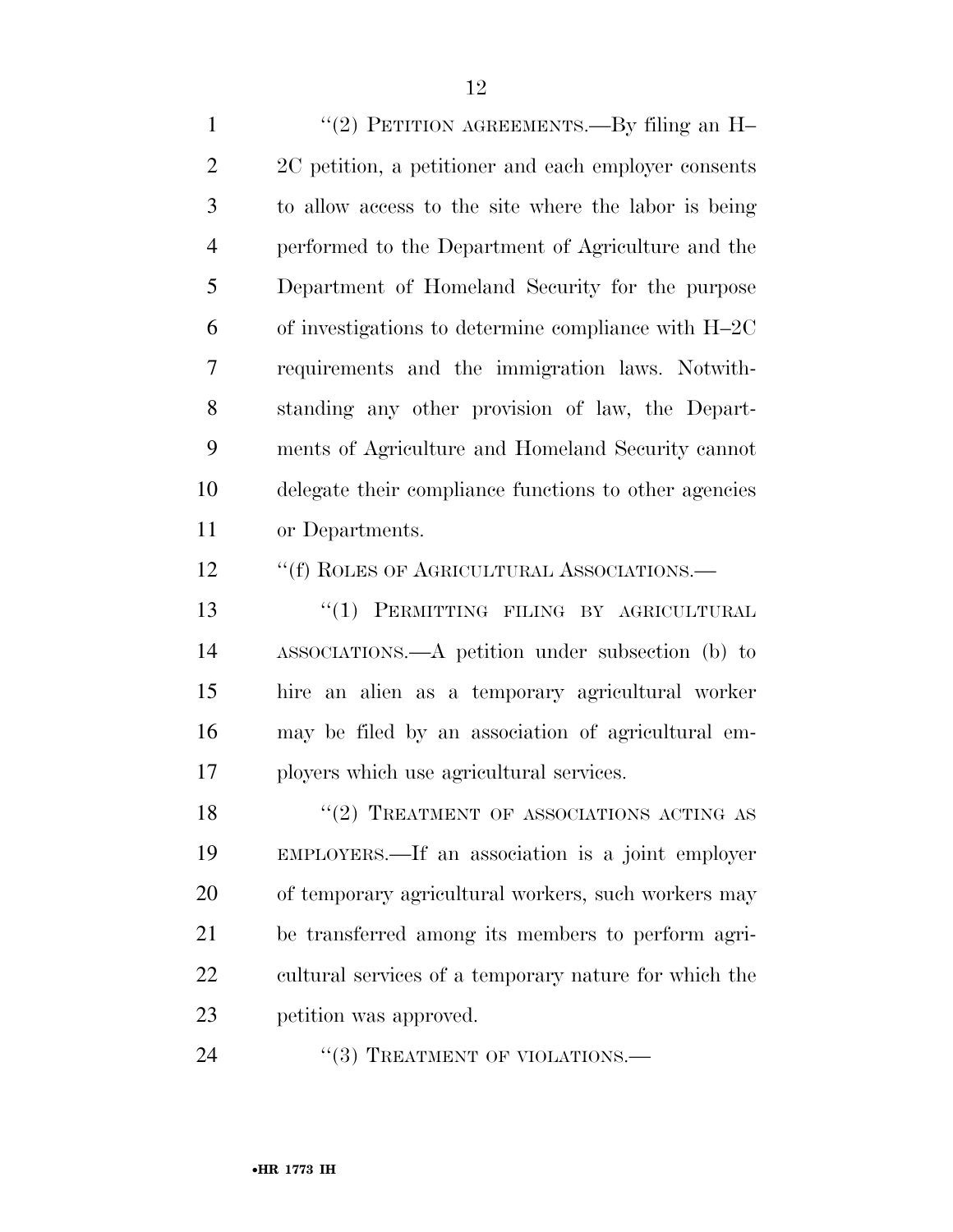''(2) PETITION AGREEMENTS.—By filing an H–2C petition, a petitioner and each employer consents to allow access to the site where the labor is being performed to the Department of Agriculture and the Department of Homeland Security for the purpose of investigations to determine compliance with H–2C requirements and the immigration laws. Notwithstanding any other provision of law, the Departments of Agriculture and Homeland Security cannot delegate their compliance functions to other agencies or Departments.

''(f) ROLES OF AGRICULTURAL ASSOCIATIONS.—

''(1) PERMITTING FILING BY AGRICULTURAL ASSOCIATIONS.—A petition under subsection (b) to hire an alien as a temporary agricultural worker may be filed by an association of agricultural employers which use agricultural services.

''(2) TREATMENT OF ASSOCIATIONS ACTING AS EMPLOYERS.—If an association is a joint employer of temporary agricultural workers, such workers may be transferred among its members to perform agricultural services of a temporary nature for which the petition was approved.

''(3) TREATMENT OF VIOLATIONS.—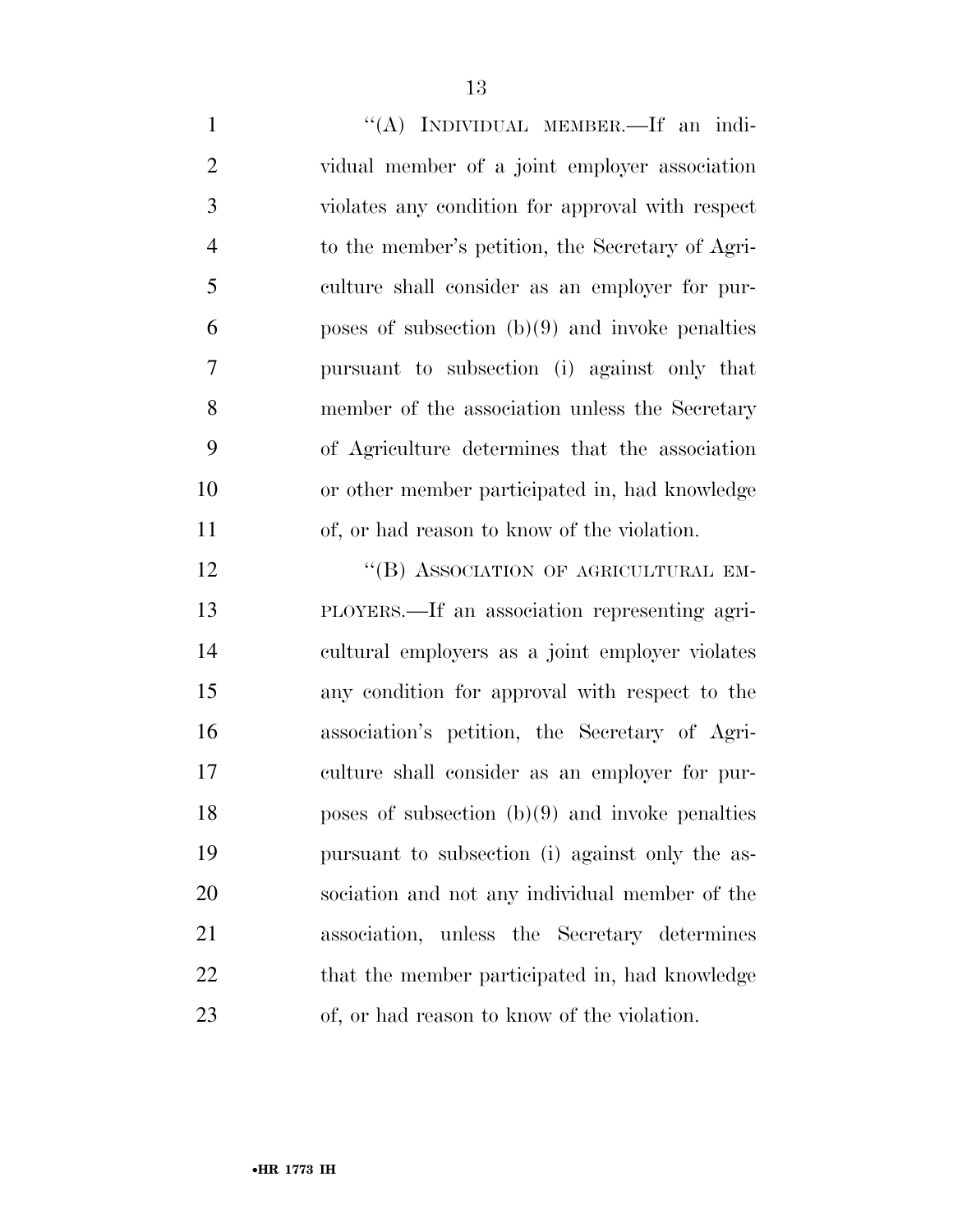"(A) INDIVIDUAL MEMBER.—If an individual member of a joint employer association violates any condition for approval with respect to the member's petition, the Secretary of Agriculture shall consider as an employer for purposes of subsection (b)(9) and invoke penalties pursuant to subsection (i) against only that member of the association unless the Secretary of Agriculture determines that the association or other member participated in, had knowledge of, or had reason to know of the violation.

"(B) ASSOCIATION OF AGRICULTURAL EMPLOYERS.—If an association representing agricultural employers as a joint employer violates any condition for approval with respect to the association's petition, the Secretary of Agriculture shall consider as an employer for purposes of subsection (b)(9) and invoke penalties pursuant to subsection (i) against only the association and not any individual member of the association, unless the Secretary determines that the member participated in, had knowledge of, or had reason to know of the violation.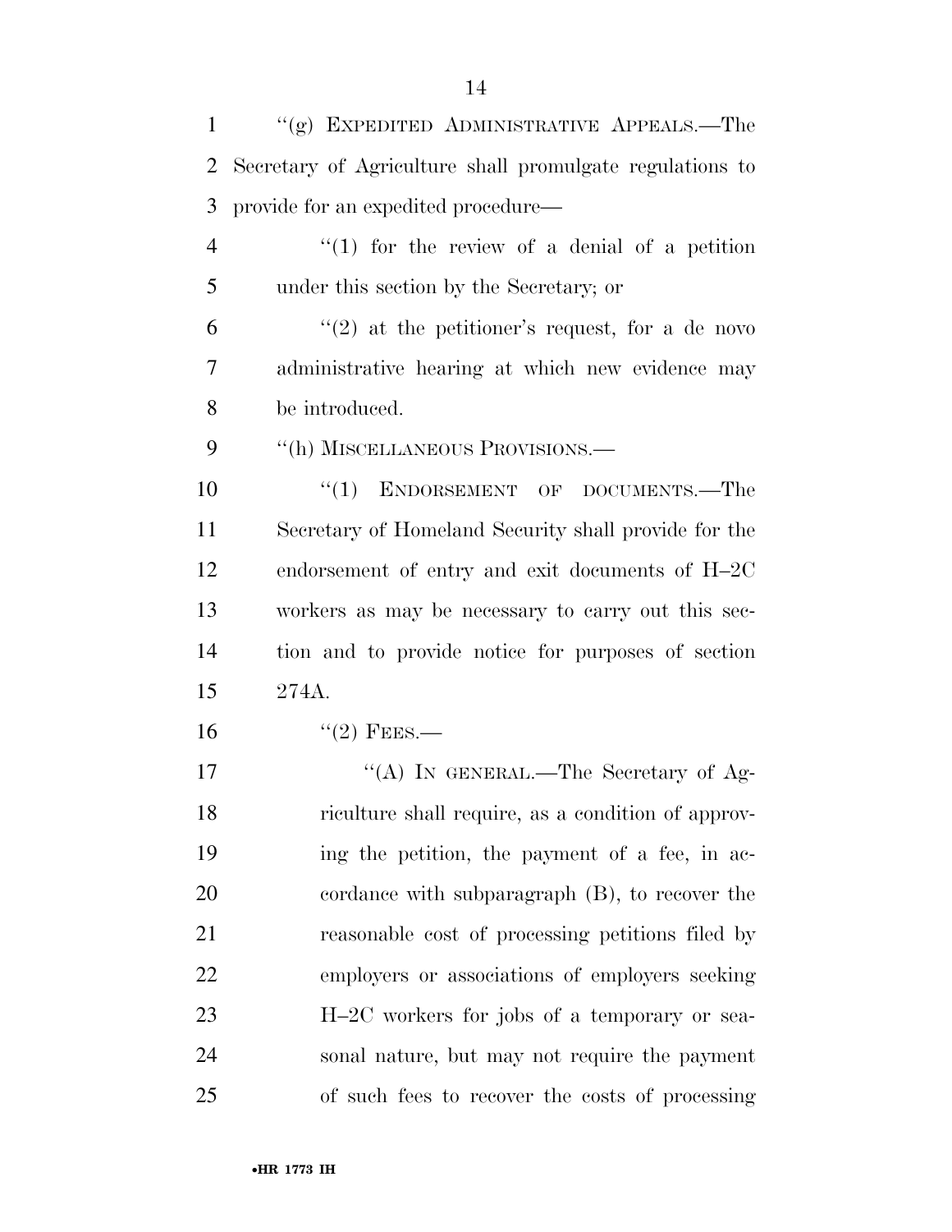"(g) EXPEDITED ADMINISTRATIVE APPEALS.—The Secretary of Agriculture shall promulgate regulations to provide for an expedited procedure—

"(1) for the review of a denial of a petition under this section by the Secretary; or

"(2) at the petitioner's request, for a de novo administrative hearing at which new evidence may be introduced.

"(h) MISCELLANEOUS PROVISIONS.—

"(1) ENDORSEMENT OF DOCUMENTS.—The Secretary of Homeland Security shall provide for the endorsement of entry and exit documents of H–2C workers as may be necessary to carry out this section and to provide notice for purposes of section 274A.

"(2) FEES.—

"(A) IN GENERAL.—The Secretary of Agriculture shall require, as a condition of approving the petition, the payment of a fee, in accordance with subparagraph (B), to recover the reasonable cost of processing petitions filed by employers or associations of employers seeking H–2C workers for jobs of a temporary or seasonal nature, but may not require the payment of such fees to recover the costs of processing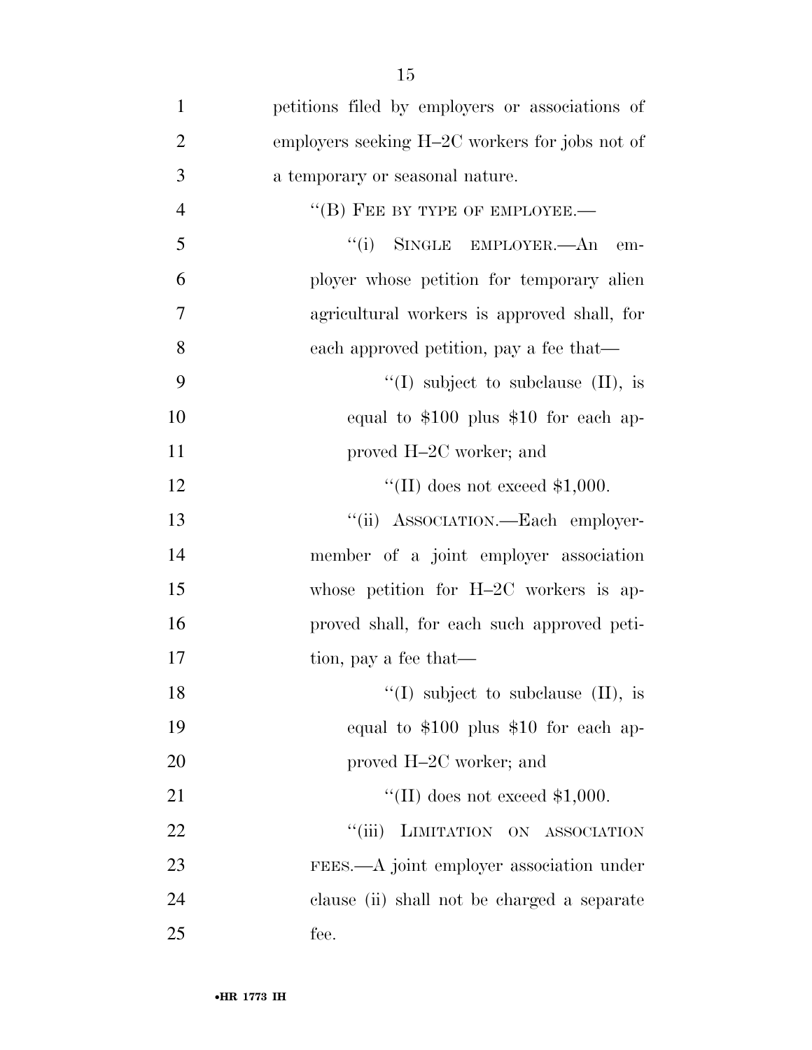petitions filed by employers or associations of employers seeking H–2C workers for jobs not of a temporary or seasonal nature.

"(B) FEE BY TYPE OF EMPLOYEE.—

"(i) SINGLE EMPLOYER.—An employer whose petition for temporary alien agricultural workers is approved shall, for each approved petition, pay a fee that—

"(I) subject to subclause (II), is equal to $100 plus $10 for each approved H–2C worker; and

"(II) does not exceed $1,000.

"(ii) ASSOCIATION.—Each employer-member of a joint employer association whose petition for H–2C workers is approved shall, for each such approved petition, pay a fee that—

"(I) subject to subclause (II), is equal to $100 plus $10 for each approved H–2C worker; and

"(II) does not exceed $1,000.

"(iii) LIMITATION ON ASSOCIATION FEES.—A joint employer association under clause (ii) shall not be charged a separate fee.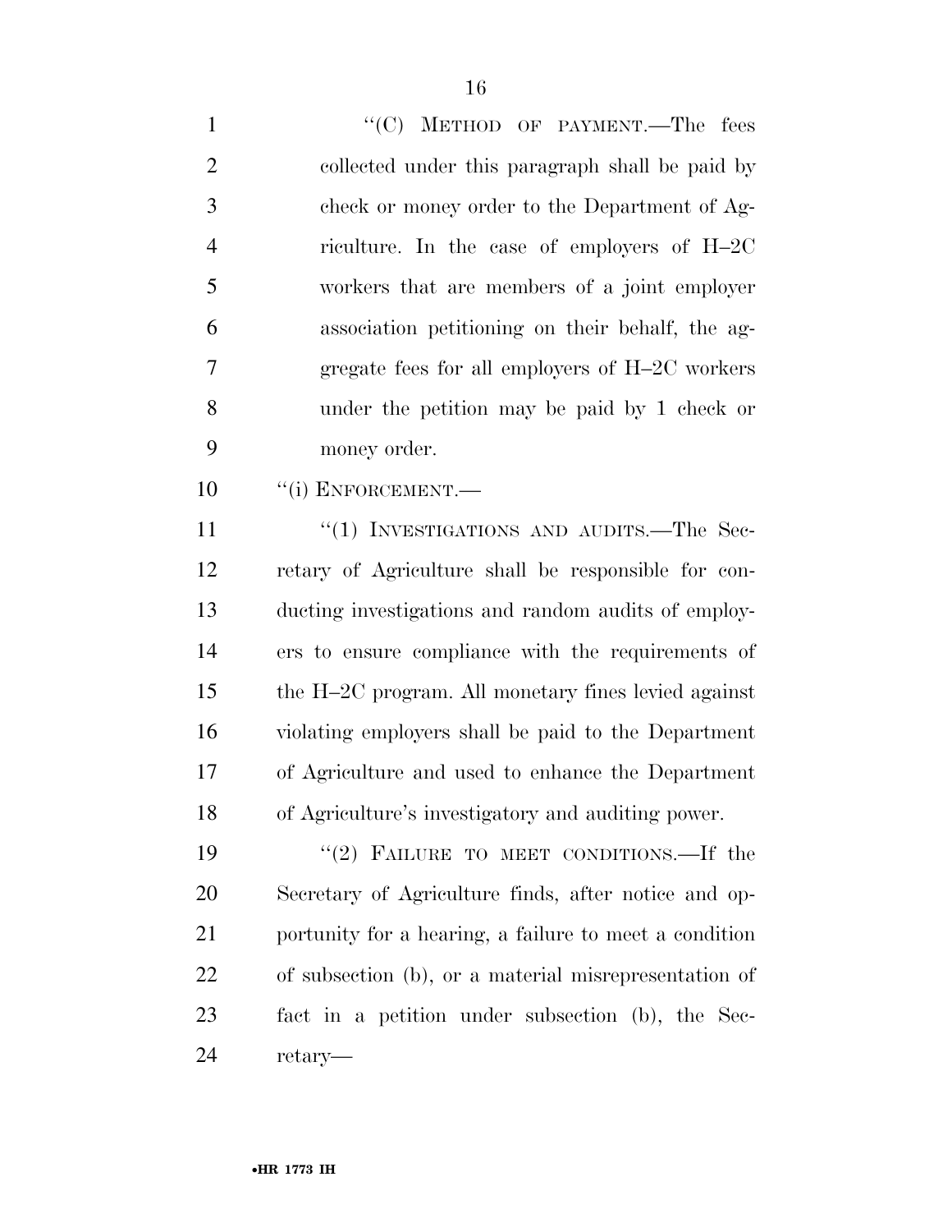''(C) METHOD OF PAYMENT.—The fees collected under this paragraph shall be paid by check or money order to the Department of Agriculture. In the case of employers of H–2C workers that are members of a joint employer association petitioning on their behalf, the aggregate fees for all employers of H–2C workers under the petition may be paid by 1 check or money order.

''(i) ENFORCEMENT.—

''(1) INVESTIGATIONS AND AUDITS.—The Secretary of Agriculture shall be responsible for conducting investigations and random audits of employers to ensure compliance with the requirements of the H–2C program. All monetary fines levied against violating employers shall be paid to the Department of Agriculture and used to enhance the Department of Agriculture's investigatory and auditing power.

''(2) FAILURE TO MEET CONDITIONS.—If the Secretary of Agriculture finds, after notice and opportunity for a hearing, a failure to meet a condition of subsection (b), or a material misrepresentation of fact in a petition under subsection (b), the Secretary—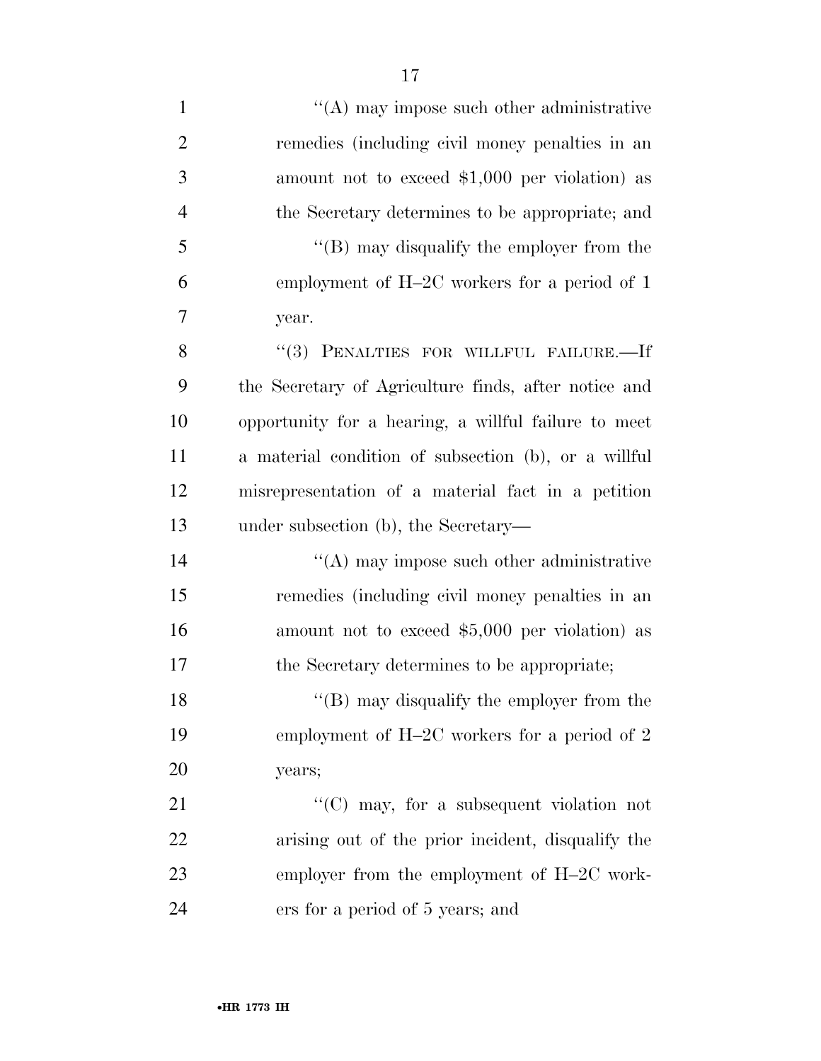''(A) may impose such other administrative remedies (including civil money penalties in an amount not to exceed $1,000 per violation) as the Secretary determines to be appropriate; and

''(B) may disqualify the employer from the employment of H–2C workers for a period of 1 year.

''(3) PENALTIES FOR WILLFUL FAILURE.—If the Secretary of Agriculture finds, after notice and opportunity for a hearing, a willful failure to meet a material condition of subsection (b), or a willful misrepresentation of a material fact in a petition under subsection (b), the Secretary—

''(A) may impose such other administrative remedies (including civil money penalties in an amount not to exceed $5,000 per violation) as the Secretary determines to be appropriate;

''(B) may disqualify the employer from the employment of H–2C workers for a period of 2 years;

''(C) may, for a subsequent violation not arising out of the prior incident, disqualify the employer from the employment of H–2C workers for a period of 5 years; and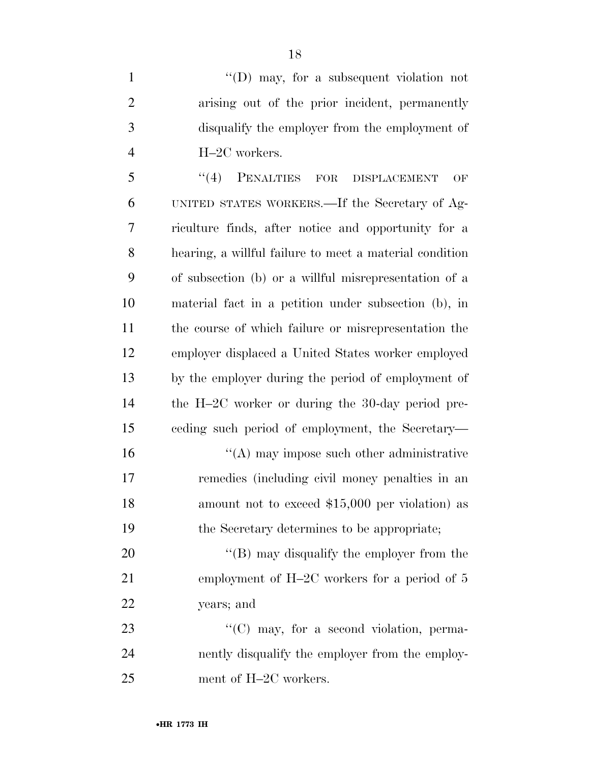"(D) may, for a subsequent violation not arising out of the prior incident, permanently disqualify the employer from the employment of H–2C workers.

"(4) PENALTIES FOR DISPLACEMENT OF UNITED STATES WORKERS.—If the Secretary of Agriculture finds, after notice and opportunity for a hearing, a willful failure to meet a material condition of subsection (b) or a willful misrepresentation of a material fact in a petition under subsection (b), in the course of which failure or misrepresentation the employer displaced a United States worker employed by the employer during the period of employment of the H–2C worker or during the 30-day period preceding such period of employment, the Secretary—

"(A) may impose such other administrative remedies (including civil money penalties in an amount not to exceed $15,000 per violation) as the Secretary determines to be appropriate;

"(B) may disqualify the employer from the employment of H–2C workers for a period of 5 years; and

"(C) may, for a second violation, permanently disqualify the employer from the employment of H–2C workers.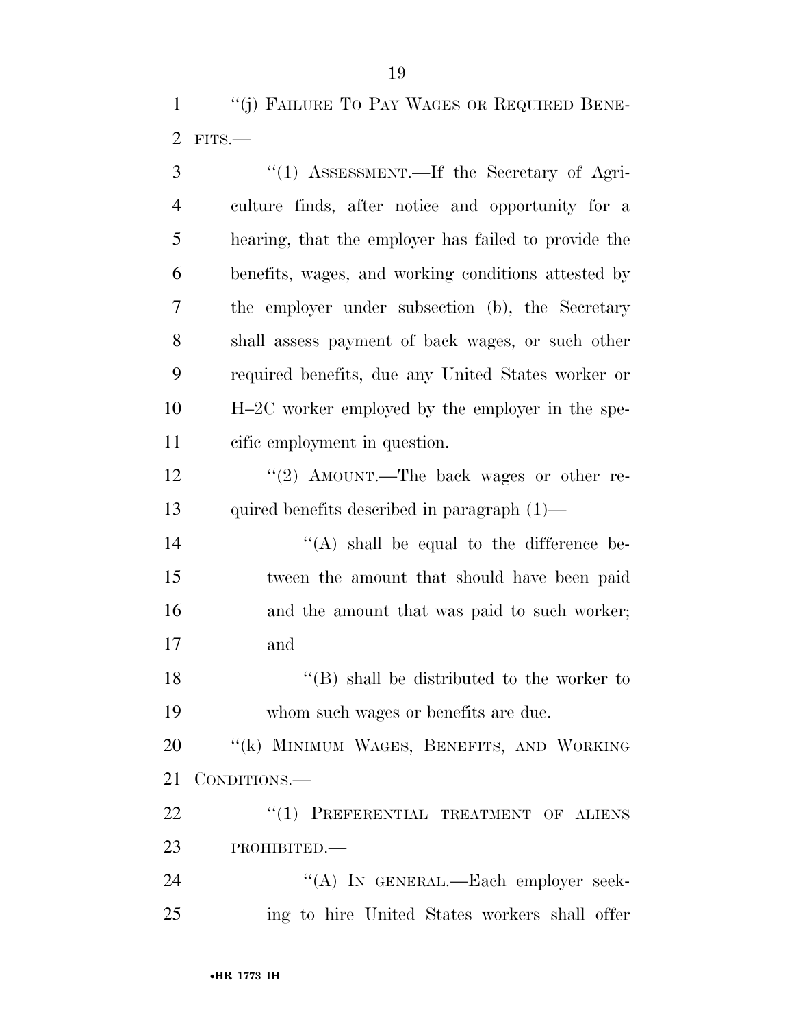"(j) FAILURE TO PAY WAGES OR REQUIRED BENEFITS.—

"(1) ASSESSMENT.—If the Secretary of Agriculture finds, after notice and opportunity for a hearing, that the employer has failed to provide the benefits, wages, and working conditions attested by the employer under subsection (b), the Secretary shall assess payment of back wages, or such other required benefits, due any United States worker or H–2C worker employed by the employer in the specific employment in question.

"(2) AMOUNT.—The back wages or other required benefits described in paragraph (1)—

"(A) shall be equal to the difference between the amount that should have been paid and the amount that was paid to such worker; and

"(B) shall be distributed to the worker to whom such wages or benefits are due.

"(k) MINIMUM WAGES, BENEFITS, AND WORKING CONDITIONS.—

"(1) PREFERENTIAL TREATMENT OF ALIENS PROHIBITED.—

"(A) IN GENERAL.—Each employer seeking to hire United States workers shall offer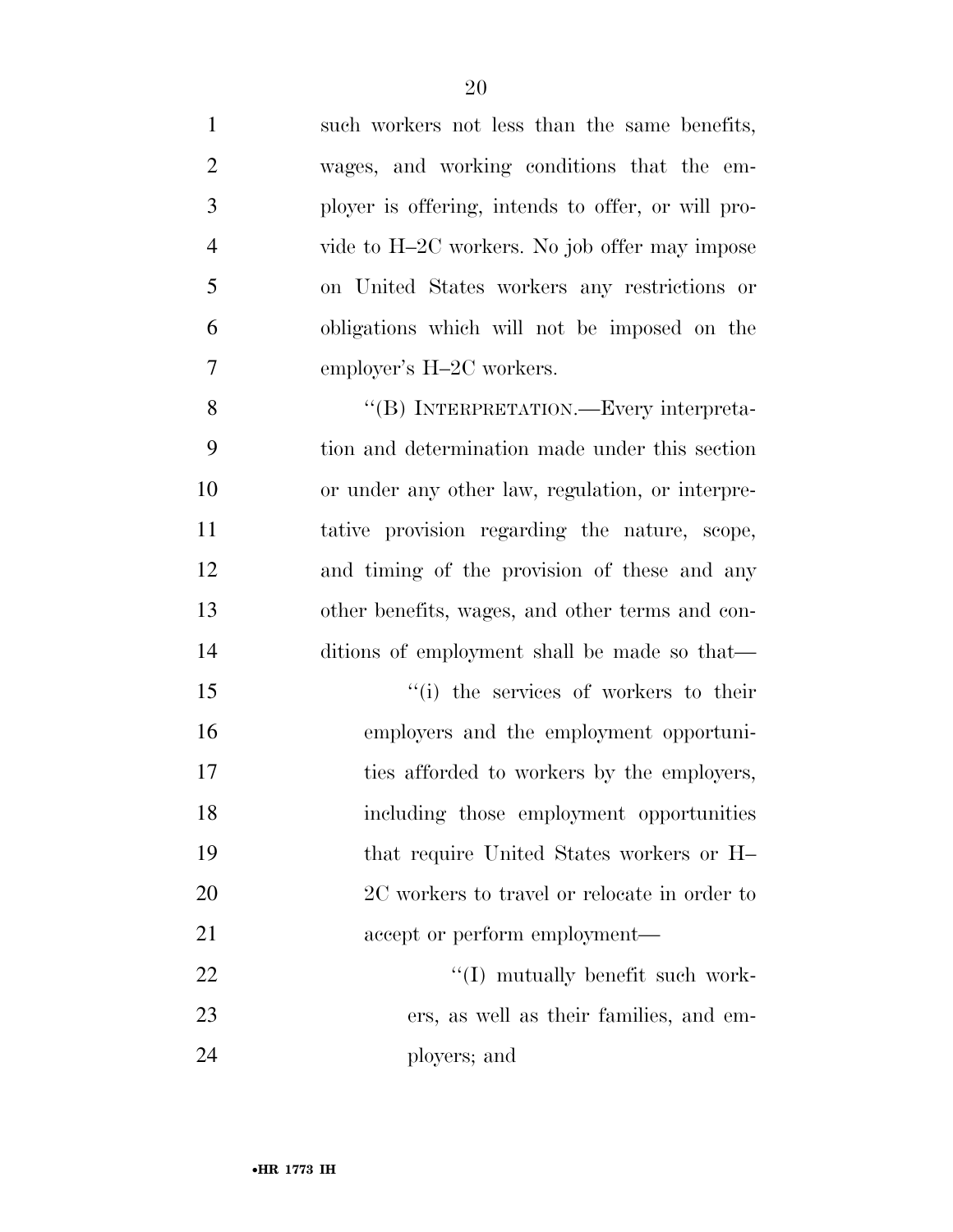such workers not less than the same benefits, wages, and working conditions that the employer is offering, intends to offer, or will provide to H–2C workers. No job offer may impose on United States workers any restrictions or obligations which will not be imposed on the employer's H–2C workers.

''(B) INTERPRETATION.—Every interpretation and determination made under this section or under any other law, regulation, or interpretative provision regarding the nature, scope, and timing of the provision of these and any other benefits, wages, and other terms and conditions of employment shall be made so that—

''(i) the services of workers to their employers and the employment opportunities afforded to workers by the employers, including those employment opportunities that require United States workers or H–2C workers to travel or relocate in order to accept or perform employment—

''(I) mutually benefit such workers, as well as their families, and employers; and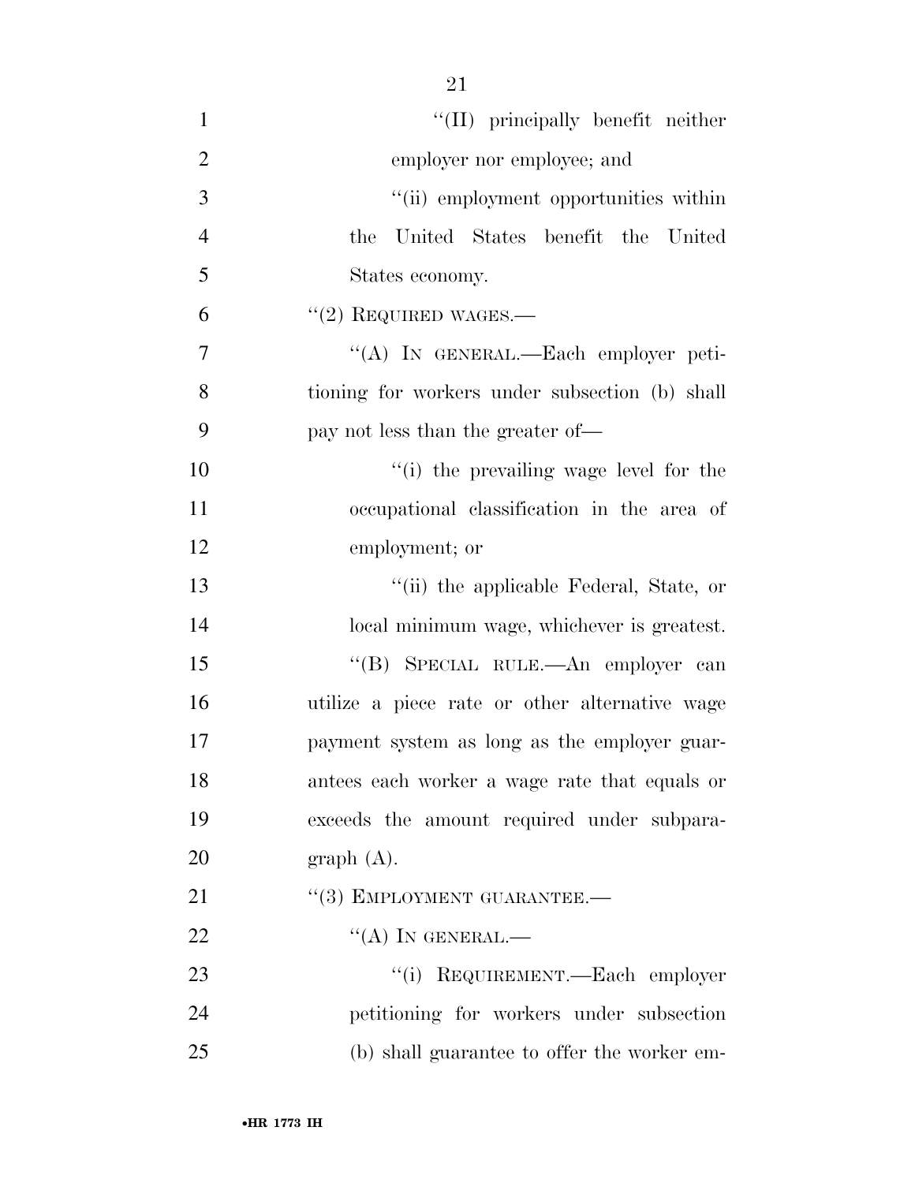"(II) principally benefit neither employer nor employee; and

"(ii) employment opportunities within the United States benefit the United States economy.

"(2) REQUIRED WAGES.—

"(A) IN GENERAL.—Each employer petitioning for workers under subsection (b) shall pay not less than the greater of—

"(i) the prevailing wage level for the occupational classification in the area of employment; or

"(ii) the applicable Federal, State, or local minimum wage, whichever is greatest.

"(B) SPECIAL RULE.—An employer can utilize a piece rate or other alternative wage payment system as long as the employer guarantees each worker a wage rate that equals or exceeds the amount required under subparagraph (A).

"(3) EMPLOYMENT GUARANTEE.—

"(A) IN GENERAL.—

"(i) REQUIREMENT.—Each employer petitioning for workers under subsection (b) shall guarantee to offer the worker em-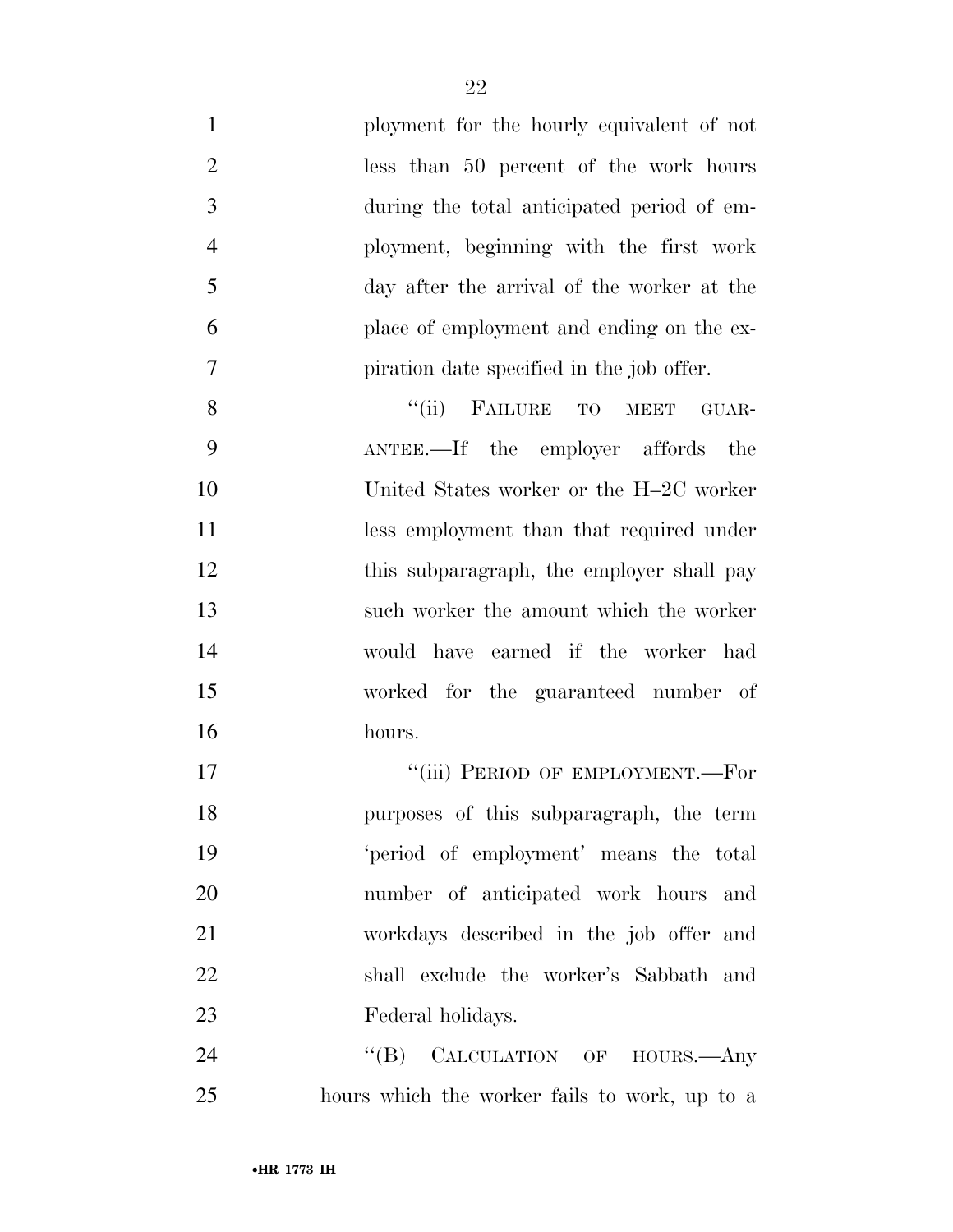ployment for the hourly equivalent of not less than 50 percent of the work hours during the total anticipated period of employment, beginning with the first work day after the arrival of the worker at the place of employment and ending on the expiration date specified in the job offer.

"(ii) FAILURE TO MEET GUARANTEE.—If the employer affords the United States worker or the H–2C worker less employment than that required under this subparagraph, the employer shall pay such worker the amount which the worker would have earned if the worker had worked for the guaranteed number of hours.

"(iii) PERIOD OF EMPLOYMENT.—For purposes of this subparagraph, the term 'period of employment' means the total number of anticipated work hours and workdays described in the job offer and shall exclude the worker's Sabbath and Federal holidays.

"(B) CALCULATION OF HOURS.—Any hours which the worker fails to work, up to a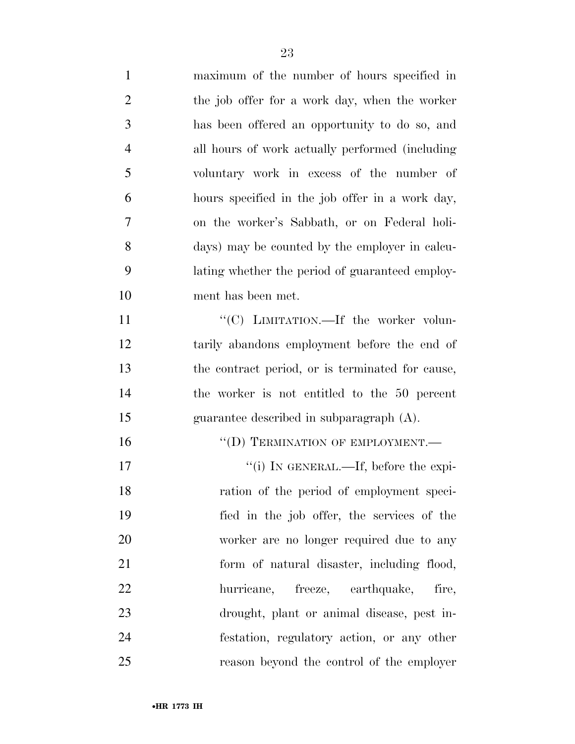maximum of the number of hours specified in the job offer for a work day, when the worker has been offered an opportunity to do so, and all hours of work actually performed (including voluntary work in excess of the number of hours specified in the job offer in a work day, on the worker's Sabbath, or on Federal holidays) may be counted by the employer in calculating whether the period of guaranteed employment has been met.

"(C) LIMITATION.—If the worker voluntarily abandons employment before the end of the contract period, or is terminated for cause, the worker is not entitled to the 50 percent guarantee described in subparagraph (A).

"(D) TERMINATION OF EMPLOYMENT.—

"(i) IN GENERAL.—If, before the expiration of the period of employment specified in the job offer, the services of the worker are no longer required due to any form of natural disaster, including flood, hurricane, freeze, earthquake, fire, drought, plant or animal disease, pest infestation, regulatory action, or any other reason beyond the control of the employer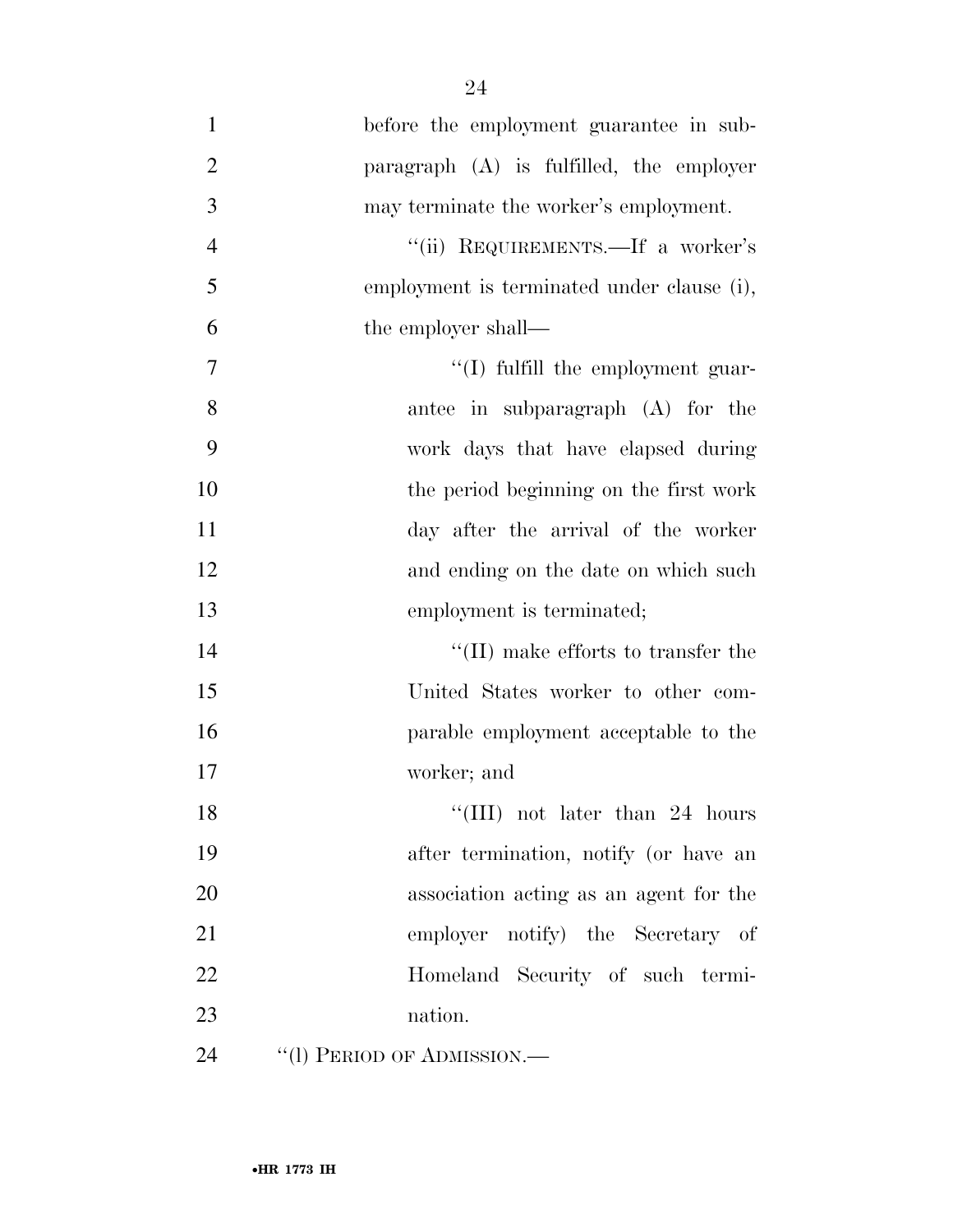before the employment guarantee in subparagraph (A) is fulfilled, the employer may terminate the worker's employment.

''(ii) REQUIREMENTS.—If a worker's employment is terminated under clause (i), the employer shall—

''(I) fulfill the employment guarantee in subparagraph (A) for the work days that have elapsed during the period beginning on the first work day after the arrival of the worker and ending on the date on which such employment is terminated;

''(II) make efforts to transfer the United States worker to other comparable employment acceptable to the worker; and

''(III) not later than 24 hours after termination, notify (or have an association acting as an agent for the employer notify) the Secretary of Homeland Security of such termination.

''(l) PERIOD OF ADMISSION.—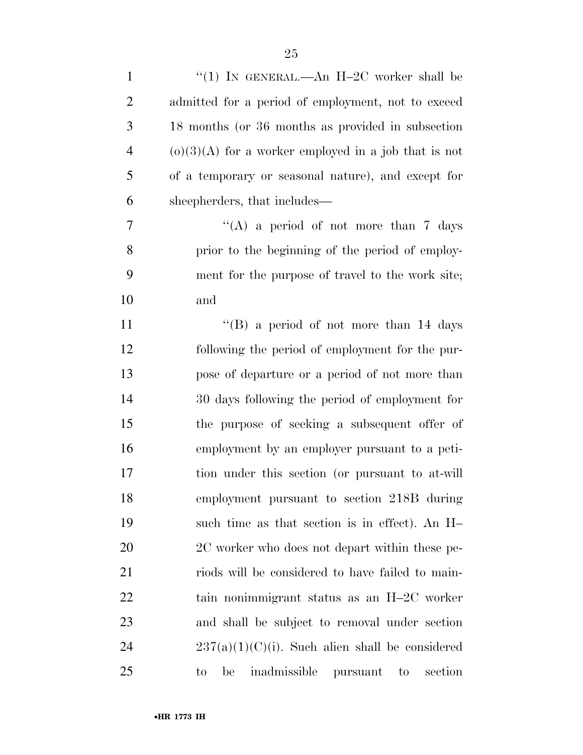"(1) IN GENERAL.—An H–2C worker shall be admitted for a period of employment, not to exceed 18 months (or 36 months as provided in subsection (o)(3)(A) for a worker employed in a job that is not of a temporary or seasonal nature), and except for sheepherders, that includes—

"(A) a period of not more than 7 days prior to the beginning of the period of employment for the purpose of travel to the work site; and

"(B) a period of not more than 14 days following the period of employment for the purpose of departure or a period of not more than 30 days following the period of employment for the purpose of seeking a subsequent offer of employment by an employer pursuant to a petition under this section (or pursuant to at-will employment pursuant to section 218B during such time as that section is in effect). An H–2C worker who does not depart within these periods will be considered to have failed to maintain nonimmigrant status as an H–2C worker and shall be subject to removal under section 237(a)(1)(C)(i). Such alien shall be considered to be inadmissible pursuant to section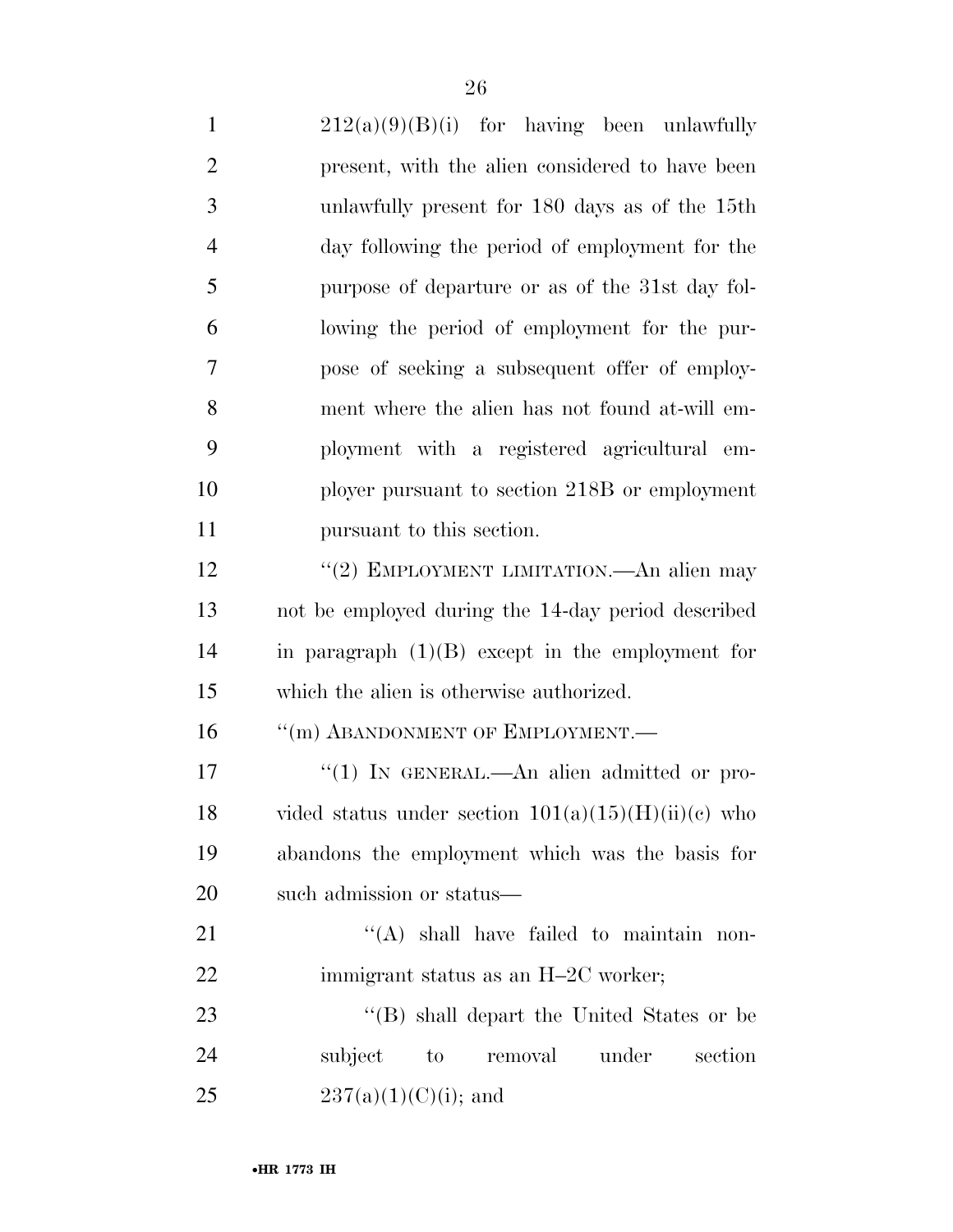212(a)(9)(B)(i) for having been unlawfully present, with the alien considered to have been unlawfully present for 180 days as of the 15th day following the period of employment for the purpose of departure or as of the 31st day following the period of employment for the purpose of seeking a subsequent offer of employment where the alien has not found at-will employment with a registered agricultural employer pursuant to section 218B or employment pursuant to this section.

"(2) EMPLOYMENT LIMITATION.—An alien may not be employed during the 14-day period described in paragraph (1)(B) except in the employment for which the alien is otherwise authorized.

"(m) ABANDONMENT OF EMPLOYMENT.—

"(1) IN GENERAL.—An alien admitted or provided status under section 101(a)(15)(H)(ii)(c) who abandons the employment which was the basis for such admission or status—

"(A) shall have failed to maintain nonimmigrant status as an H–2C worker;

"(B) shall depart the United States or be subject to removal under section 237(a)(1)(C)(i); and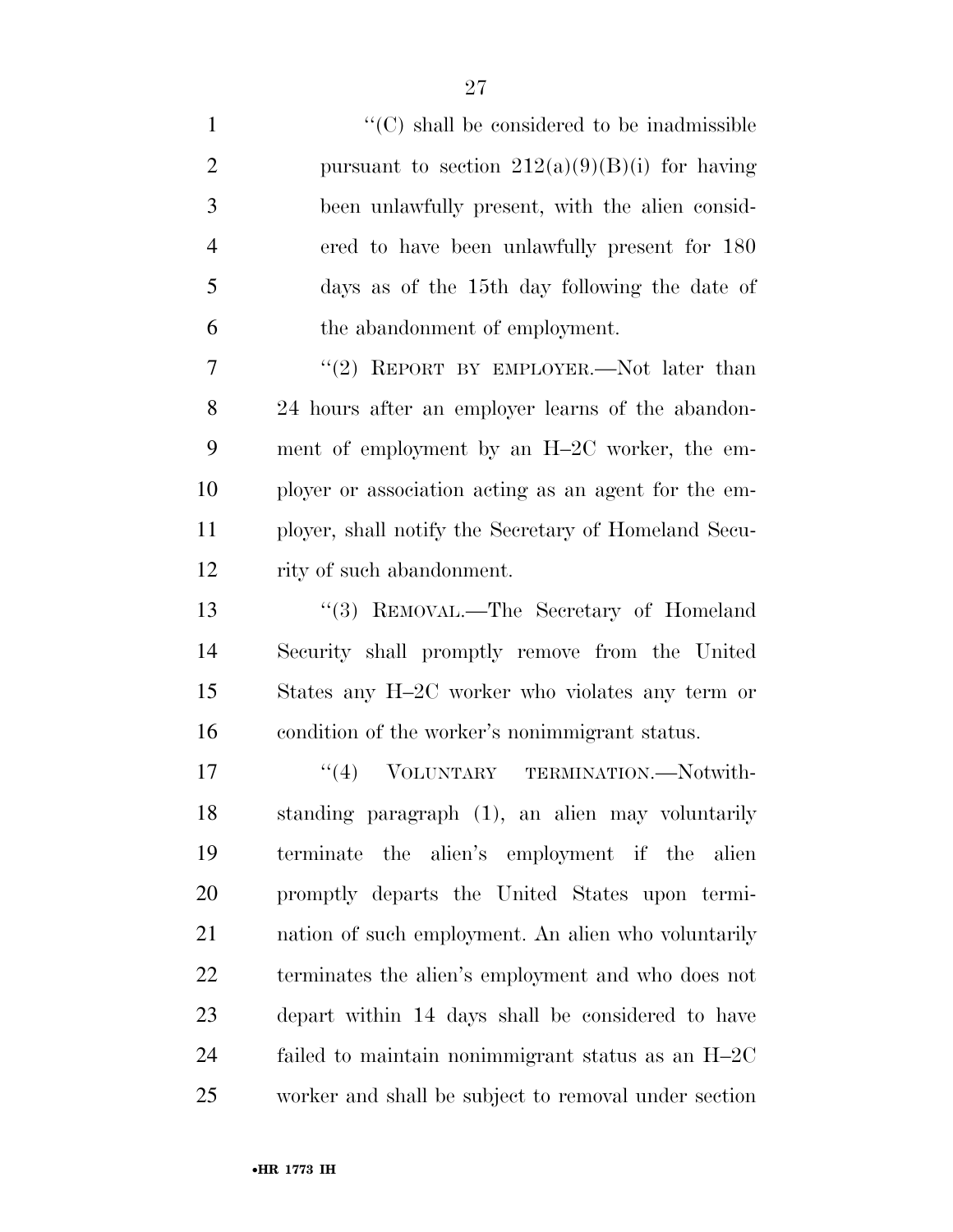''(C) shall be considered to be inadmissible pursuant to section 212(a)(9)(B)(i) for having been unlawfully present, with the alien considered to have been unlawfully present for 180 days as of the 15th day following the date of the abandonment of employment.

''(2) REPORT BY EMPLOYER.—Not later than 24 hours after an employer learns of the abandonment of employment by an H–2C worker, the employer or association acting as an agent for the employer, shall notify the Secretary of Homeland Security of such abandonment.

''(3) REMOVAL.—The Secretary of Homeland Security shall promptly remove from the United States any H–2C worker who violates any term or condition of the worker's nonimmigrant status.

''(4) VOLUNTARY TERMINATION.—Notwithstanding paragraph (1), an alien may voluntarily terminate the alien's employment if the alien promptly departs the United States upon termination of such employment. An alien who voluntarily terminates the alien's employment and who does not depart within 14 days shall be considered to have failed to maintain nonimmigrant status as an H–2C worker and shall be subject to removal under section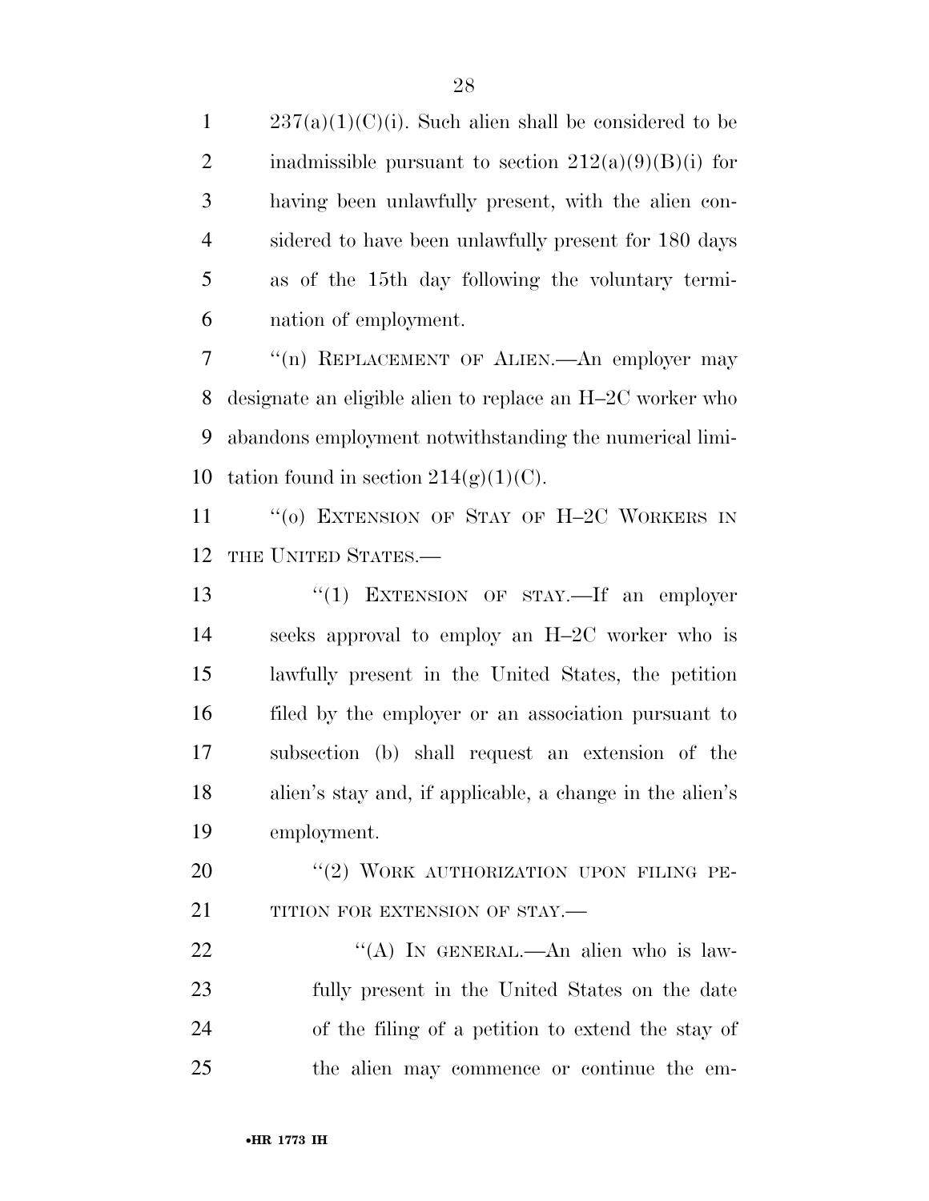237(a)(1)(C)(i). Such alien shall be considered to be inadmissible pursuant to section 212(a)(9)(B)(i) for having been unlawfully present, with the alien considered to have been unlawfully present for 180 days as of the 15th day following the voluntary termination of employment.

"(n) REPLACEMENT OF ALIEN.—An employer may designate an eligible alien to replace an H–2C worker who abandons employment notwithstanding the numerical limitation found in section 214(g)(1)(C).

"(o) EXTENSION OF STAY OF H–2C WORKERS IN THE UNITED STATES.—

"(1) EXTENSION OF STAY.—If an employer seeks approval to employ an H–2C worker who is lawfully present in the United States, the petition filed by the employer or an association pursuant to subsection (b) shall request an extension of the alien's stay and, if applicable, a change in the alien's employment.

"(2) WORK AUTHORIZATION UPON FILING PETITION FOR EXTENSION OF STAY.—

"(A) IN GENERAL.—An alien who is lawfully present in the United States on the date of the filing of a petition to extend the stay of the alien may commence or continue the em-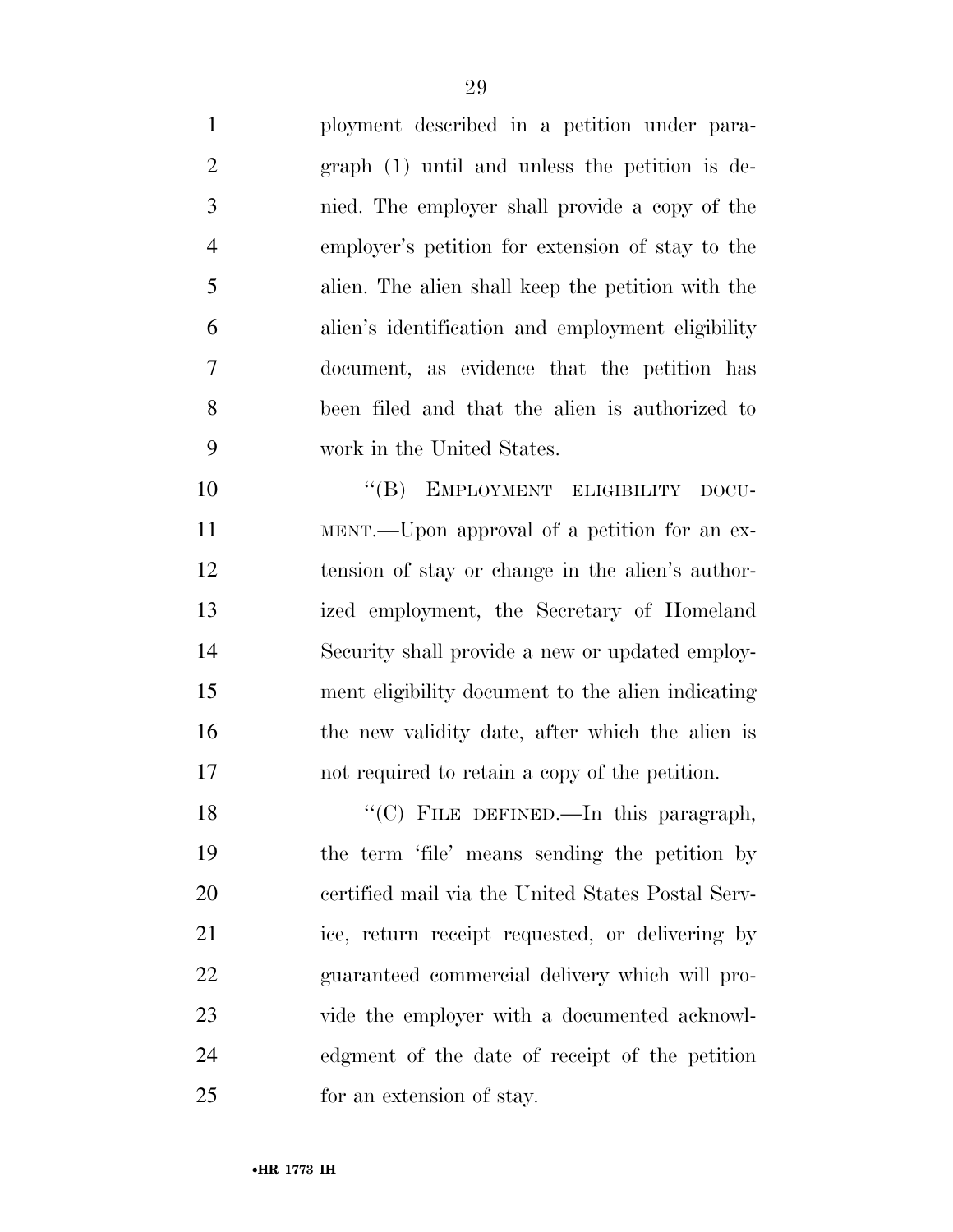ployment described in a petition under paragraph (1) until and unless the petition is denied. The employer shall provide a copy of the employer's petition for extension of stay to the alien. The alien shall keep the petition with the alien's identification and employment eligibility document, as evidence that the petition has been filed and that the alien is authorized to work in the United States.

"(B) EMPLOYMENT ELIGIBILITY DOCUMENT.—Upon approval of a petition for an extension of stay or change in the alien's authorized employment, the Secretary of Homeland Security shall provide a new or updated employment eligibility document to the alien indicating the new validity date, after which the alien is not required to retain a copy of the petition.

"(C) FILE DEFINED.—In this paragraph, the term 'file' means sending the petition by certified mail via the United States Postal Service, return receipt requested, or delivering by guaranteed commercial delivery which will provide the employer with a documented acknowledgment of the date of receipt of the petition for an extension of stay.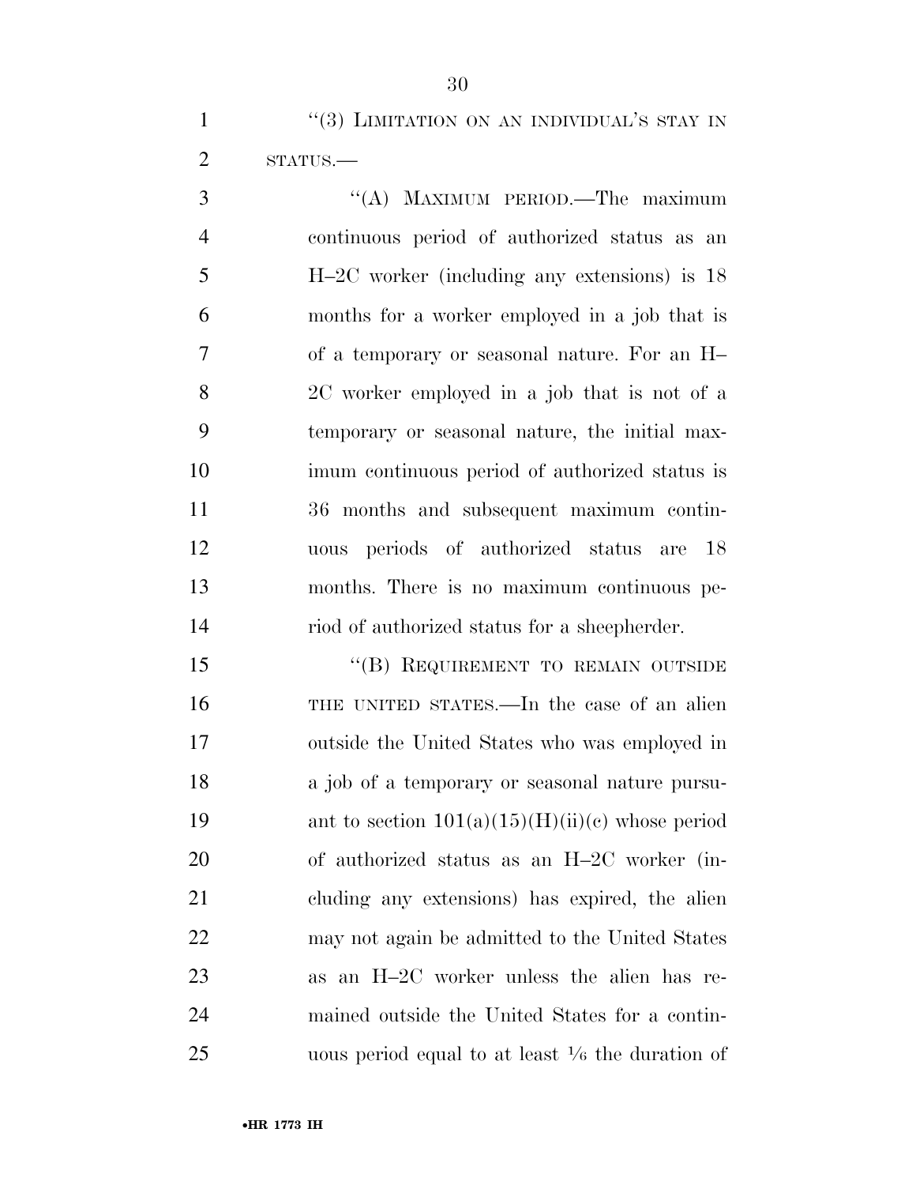"(3) LIMITATION ON AN INDIVIDUAL'S STAY IN STATUS.—

"(A) MAXIMUM PERIOD.—The maximum continuous period of authorized status as an H–2C worker (including any extensions) is 18 months for a worker employed in a job that is of a temporary or seasonal nature. For an H–2C worker employed in a job that is not of a temporary or seasonal nature, the initial maximum continuous period of authorized status is 36 months and subsequent maximum continuous periods of authorized status are 18 months. There is no maximum continuous period of authorized status for a sheepherder.

"(B) REQUIREMENT TO REMAIN OUTSIDE THE UNITED STATES.—In the case of an alien outside the United States who was employed in a job of a temporary or seasonal nature pursuant to section 101(a)(15)(H)(ii)(c) whose period of authorized status as an H–2C worker (including any extensions) has expired, the alien may not again be admitted to the United States as an H–2C worker unless the alien has remained outside the United States for a continuous period equal to at least 1/6 the duration of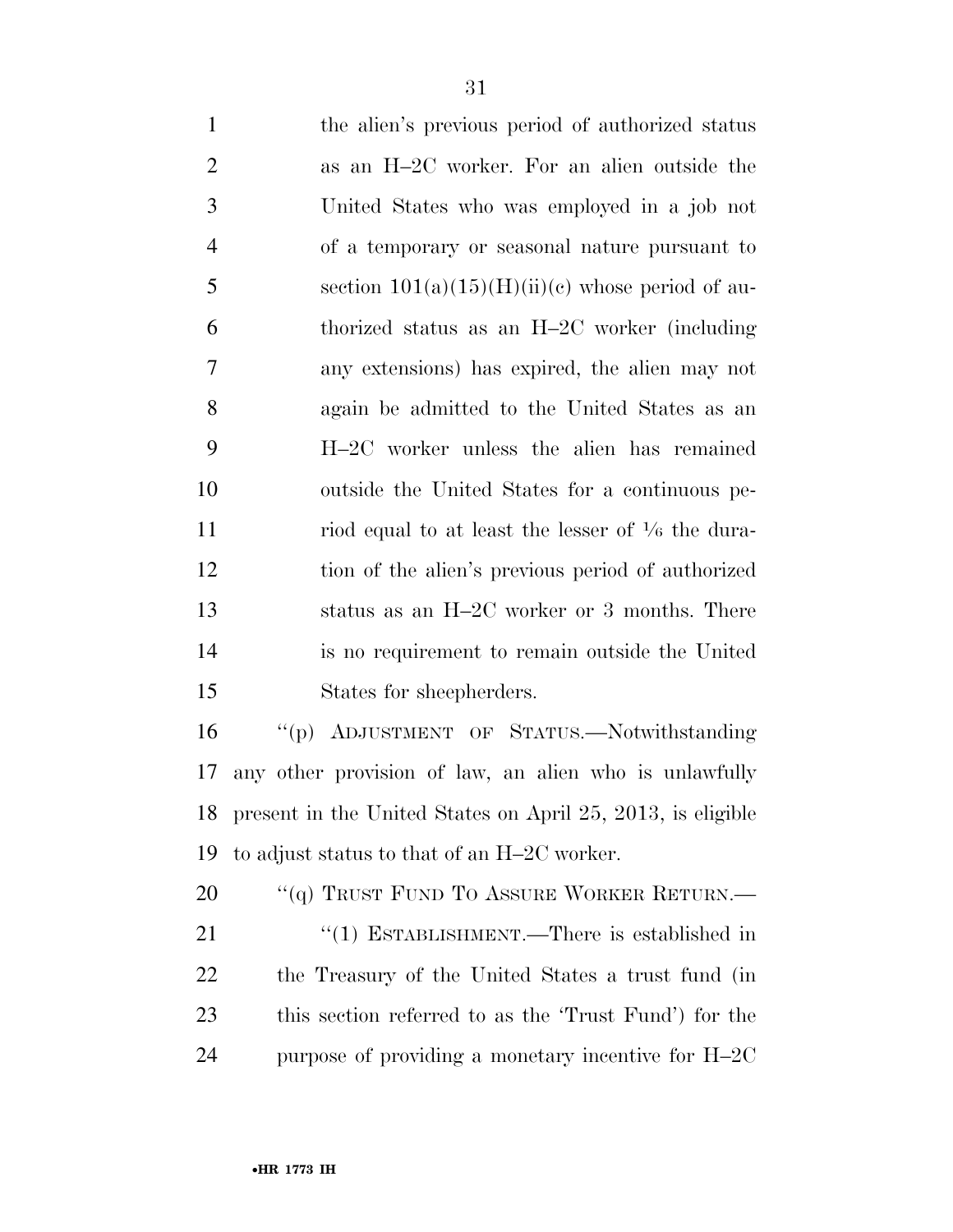the alien's previous period of authorized status as an H–2C worker. For an alien outside the United States who was employed in a job not of a temporary or seasonal nature pursuant to section 101(a)(15)(H)(ii)(c) whose period of authorized status as an H–2C worker (including any extensions) has expired, the alien may not again be admitted to the United States as an H–2C worker unless the alien has remained outside the United States for a continuous period equal to at least the lesser of 1/6 the duration of the alien's previous period of authorized status as an H–2C worker or 3 months. There is no requirement to remain outside the United States for sheepherders.

"(p) ADJUSTMENT OF STATUS.—Notwithstanding any other provision of law, an alien who is unlawfully present in the United States on April 25, 2013, is eligible to adjust status to that of an H–2C worker.

"(q) TRUST FUND TO ASSURE WORKER RETURN.—

"(1) ESTABLISHMENT.—There is established in the Treasury of the United States a trust fund (in this section referred to as the 'Trust Fund') for the purpose of providing a monetary incentive for H–2C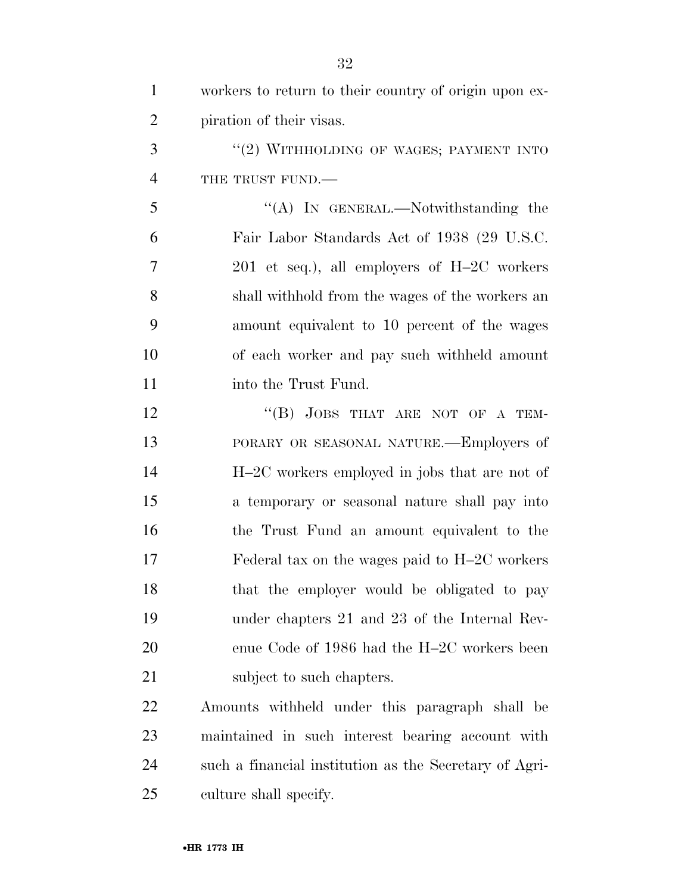workers to return to their country of origin upon expiration of their visas.

"(2) WITHHOLDING OF WAGES; PAYMENT INTO THE TRUST FUND.—

"(A) IN GENERAL.—Notwithstanding the Fair Labor Standards Act of 1938 (29 U.S.C. 201 et seq.), all employers of H–2C workers shall withhold from the wages of the workers an amount equivalent to 10 percent of the wages of each worker and pay such withheld amount into the Trust Fund.

"(B) JOBS THAT ARE NOT OF A TEMPORARY OR SEASONAL NATURE.—Employers of H–2C workers employed in jobs that are not of a temporary or seasonal nature shall pay into the Trust Fund an amount equivalent to the Federal tax on the wages paid to H–2C workers that the employer would be obligated to pay under chapters 21 and 23 of the Internal Revenue Code of 1986 had the H–2C workers been subject to such chapters.

Amounts withheld under this paragraph shall be maintained in such interest bearing account with such a financial institution as the Secretary of Agriculture shall specify.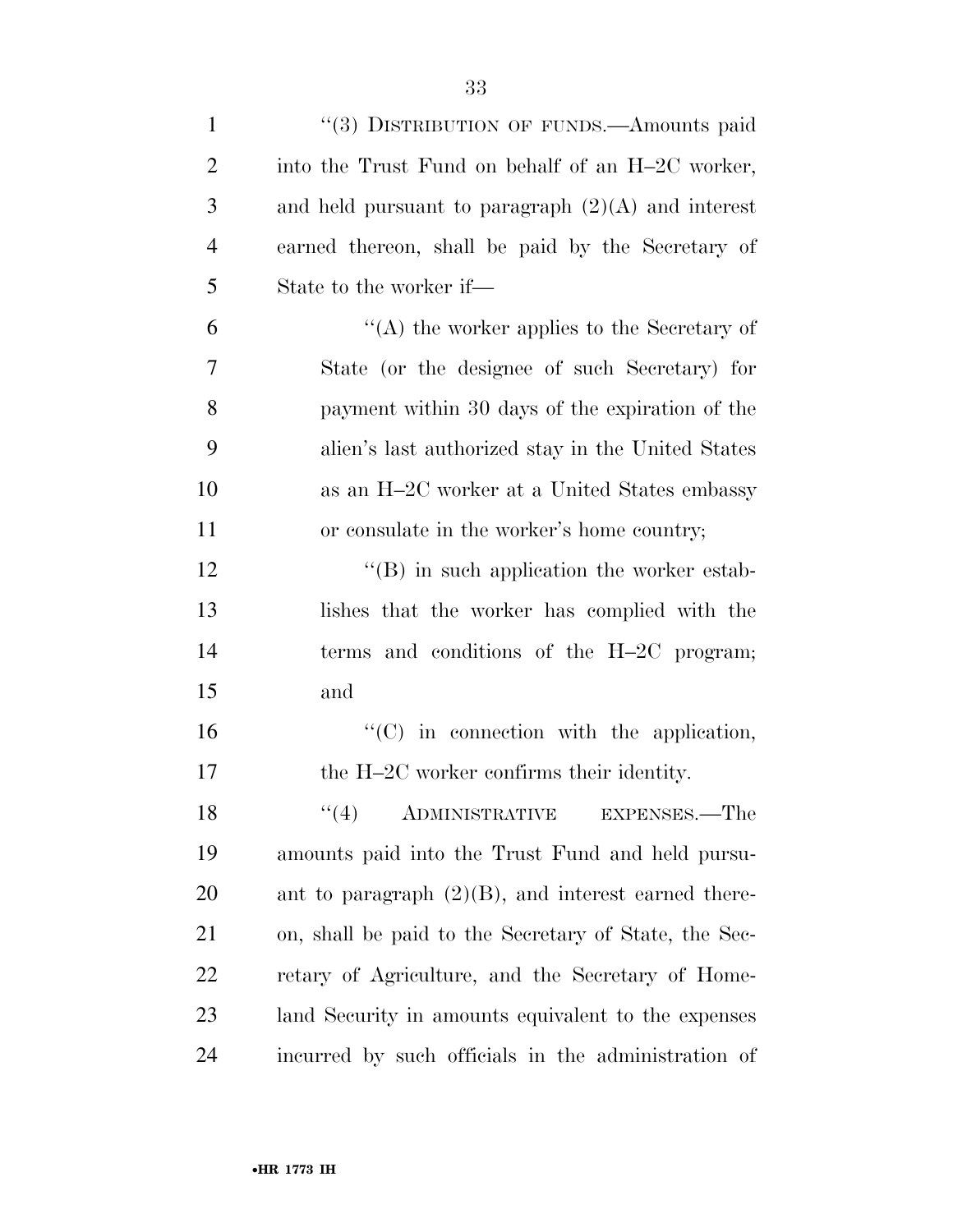"(3) DISTRIBUTION OF FUNDS.—Amounts paid into the Trust Fund on behalf of an H–2C worker, and held pursuant to paragraph (2)(A) and interest earned thereon, shall be paid by the Secretary of State to the worker if—

"(A) the worker applies to the Secretary of State (or the designee of such Secretary) for payment within 30 days of the expiration of the alien's last authorized stay in the United States as an H–2C worker at a United States embassy or consulate in the worker's home country;

"(B) in such application the worker establishes that the worker has complied with the terms and conditions of the H–2C program; and

"(C) in connection with the application, the H–2C worker confirms their identity.

"(4) ADMINISTRATIVE EXPENSES.—The amounts paid into the Trust Fund and held pursuant to paragraph (2)(B), and interest earned thereon, shall be paid to the Secretary of State, the Secretary of Agriculture, and the Secretary of Homeland Security in amounts equivalent to the expenses incurred by such officials in the administration of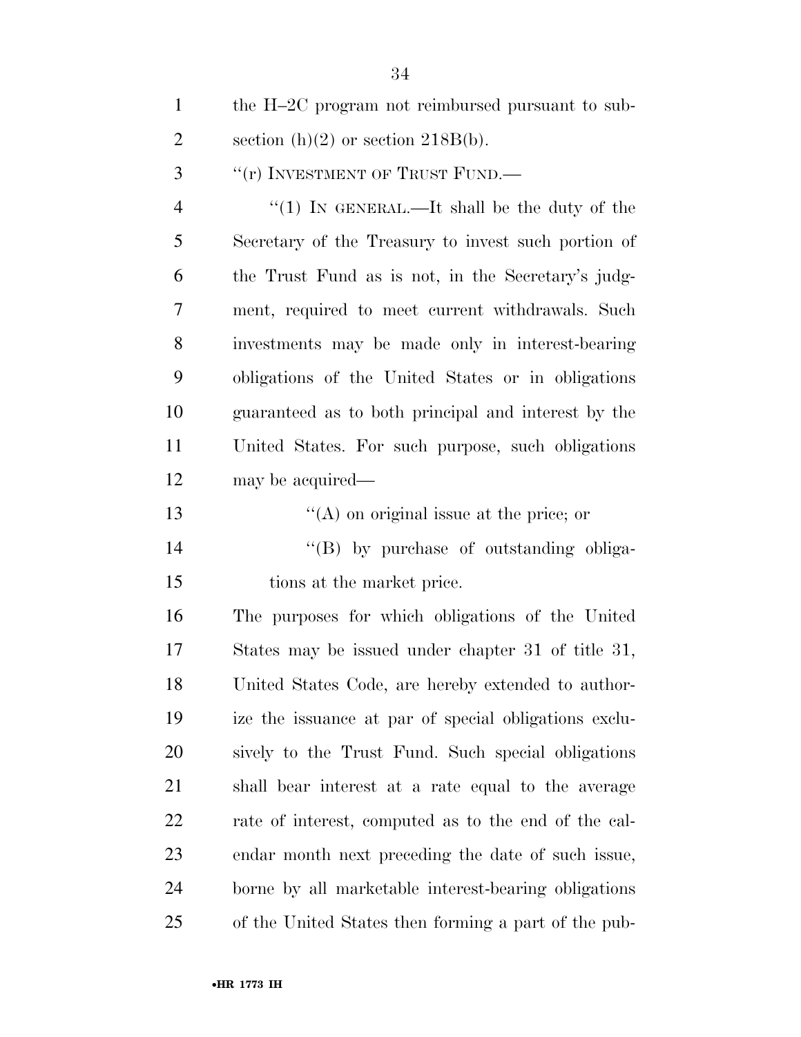the H–2C program not reimbursed pursuant to subsection (h)(2) or section 218B(b).

"(r) INVESTMENT OF TRUST FUND.—

"(1) IN GENERAL.—It shall be the duty of the Secretary of the Treasury to invest such portion of the Trust Fund as is not, in the Secretary's judgment, required to meet current withdrawals. Such investments may be made only in interest-bearing obligations of the United States or in obligations guaranteed as to both principal and interest by the United States. For such purpose, such obligations may be acquired—

"(A) on original issue at the price; or

"(B) by purchase of outstanding obligations at the market price.

The purposes for which obligations of the United States may be issued under chapter 31 of title 31, United States Code, are hereby extended to authorize the issuance at par of special obligations exclusively to the Trust Fund. Such special obligations shall bear interest at a rate equal to the average rate of interest, computed as to the end of the calendar month next preceding the date of such issue, borne by all marketable interest-bearing obligations of the United States then forming a part of the pub-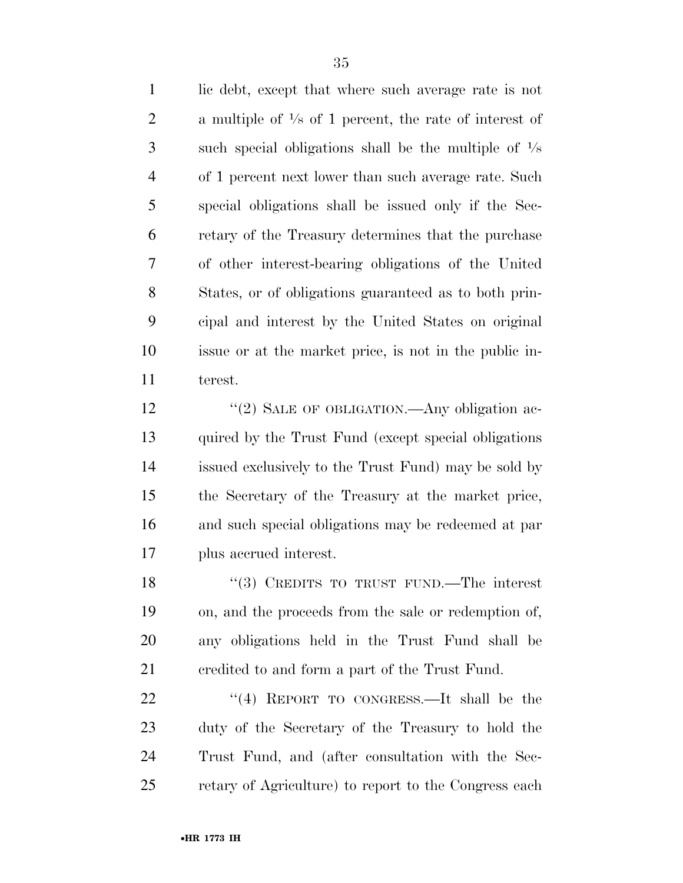lic debt, except that where such average rate is not a multiple of ⅛ of 1 percent, the rate of interest of such special obligations shall be the multiple of ⅛ of 1 percent next lower than such average rate. Such special obligations shall be issued only if the Secretary of the Treasury determines that the purchase of other interest-bearing obligations of the United States, or of obligations guaranteed as to both principal and interest by the United States on original issue or at the market price, is not in the public interest.

''(2) SALE OF OBLIGATION.—Any obligation acquired by the Trust Fund (except special obligations issued exclusively to the Trust Fund) may be sold by the Secretary of the Treasury at the market price, and such special obligations may be redeemed at par plus accrued interest.

''(3) CREDITS TO TRUST FUND.—The interest on, and the proceeds from the sale or redemption of, any obligations held in the Trust Fund shall be credited to and form a part of the Trust Fund.

''(4) REPORT TO CONGRESS.—It shall be the duty of the Secretary of the Treasury to hold the Trust Fund, and (after consultation with the Secretary of Agriculture) to report to the Congress each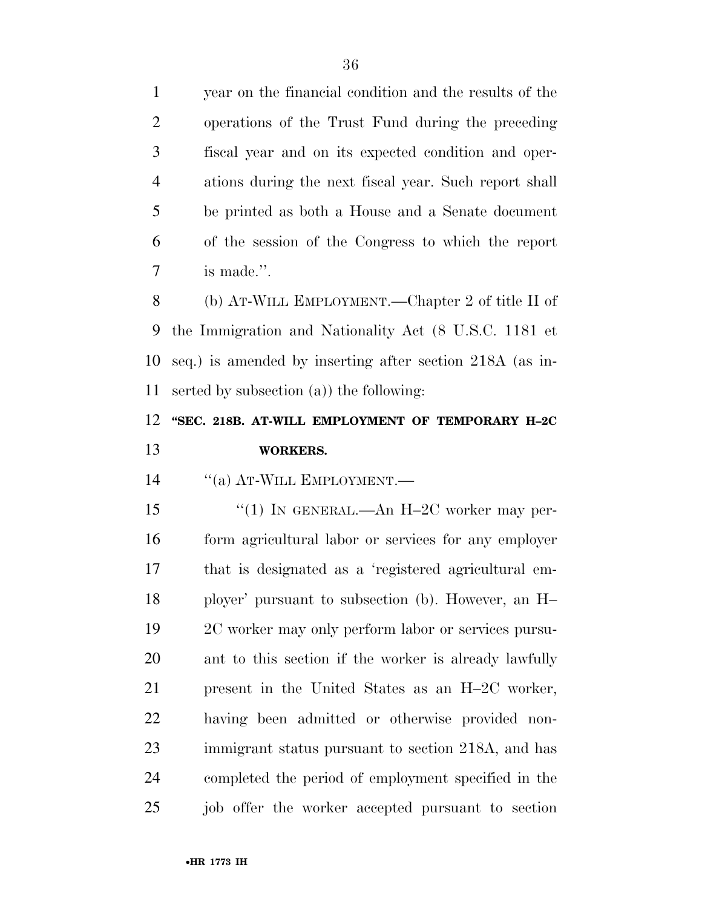year on the financial condition and the results of the operations of the Trust Fund during the preceding fiscal year and on its expected condition and operations during the next fiscal year. Such report shall be printed as both a House and a Senate document of the session of the Congress to which the report is made.''.

(b) AT-WILL EMPLOYMENT.—Chapter 2 of title II of the Immigration and Nationality Act (8 U.S.C. 1181 et seq.) is amended by inserting after section 218A (as inserted by subsection (a)) the following:

**''SEC. 218B. AT-WILL EMPLOYMENT OF TEMPORARY H–2C WORKERS.**

''(a) AT-WILL EMPLOYMENT.—

''(1) IN GENERAL.—An H–2C worker may perform agricultural labor or services for any employer that is designated as a 'registered agricultural employer' pursuant to subsection (b). However, an H–2C worker may only perform labor or services pursuant to this section if the worker is already lawfully present in the United States as an H–2C worker, having been admitted or otherwise provided nonimmigrant status pursuant to section 218A, and has completed the period of employment specified in the job offer the worker accepted pursuant to section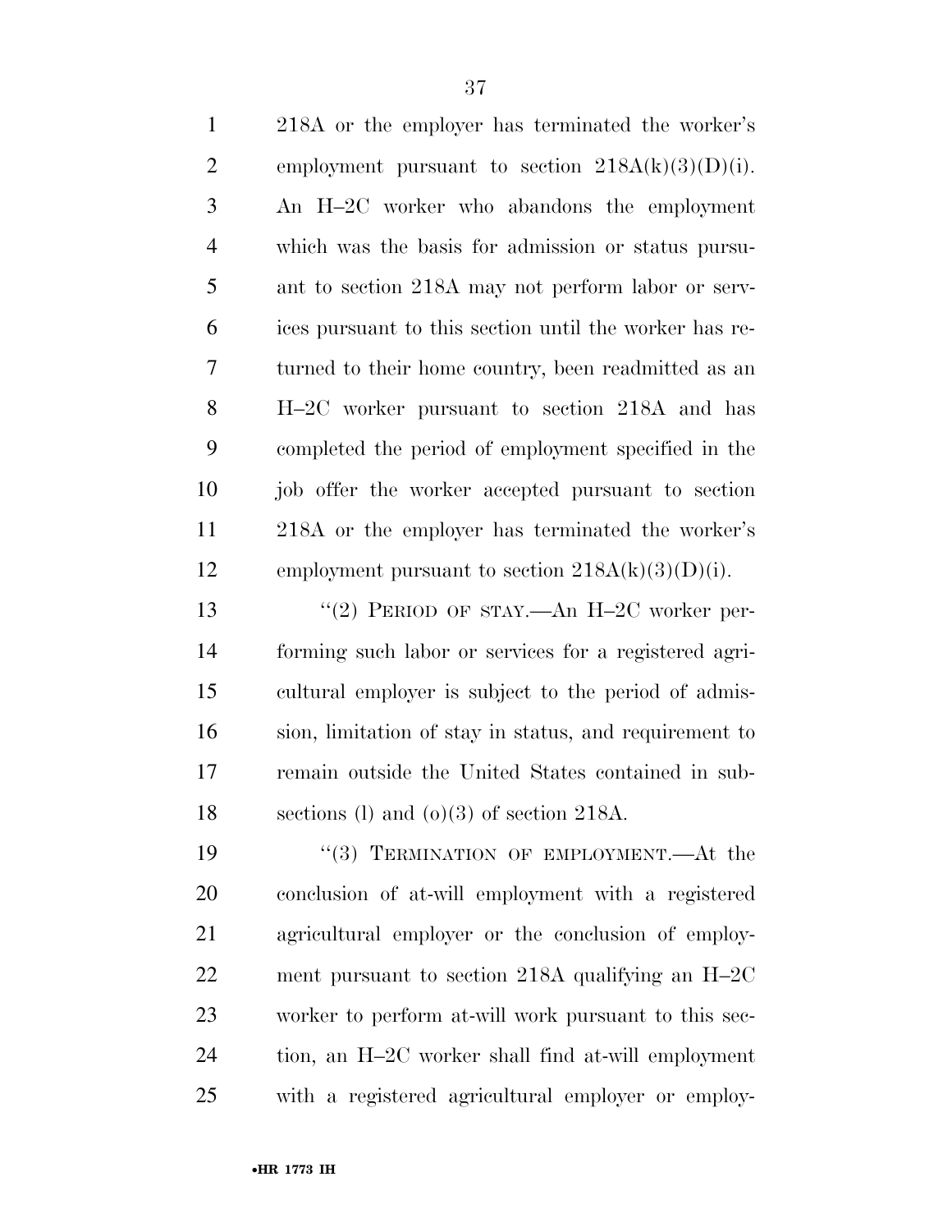218A or the employer has terminated the worker's employment pursuant to section 218A(k)(3)(D)(i). An H–2C worker who abandons the employment which was the basis for admission or status pursuant to section 218A may not perform labor or services pursuant to this section until the worker has returned to their home country, been readmitted as an H–2C worker pursuant to section 218A and has completed the period of employment specified in the job offer the worker accepted pursuant to section 218A or the employer has terminated the worker's employment pursuant to section 218A(k)(3)(D)(i).

"(2) PERIOD OF STAY.—An H–2C worker performing such labor or services for a registered agricultural employer is subject to the period of admission, limitation of stay in status, and requirement to remain outside the United States contained in subsections (l) and (o)(3) of section 218A.

"(3) TERMINATION OF EMPLOYMENT.—At the conclusion of at-will employment with a registered agricultural employer or the conclusion of employment pursuant to section 218A qualifying an H–2C worker to perform at-will work pursuant to this section, an H–2C worker shall find at-will employment with a registered agricultural employer or employ-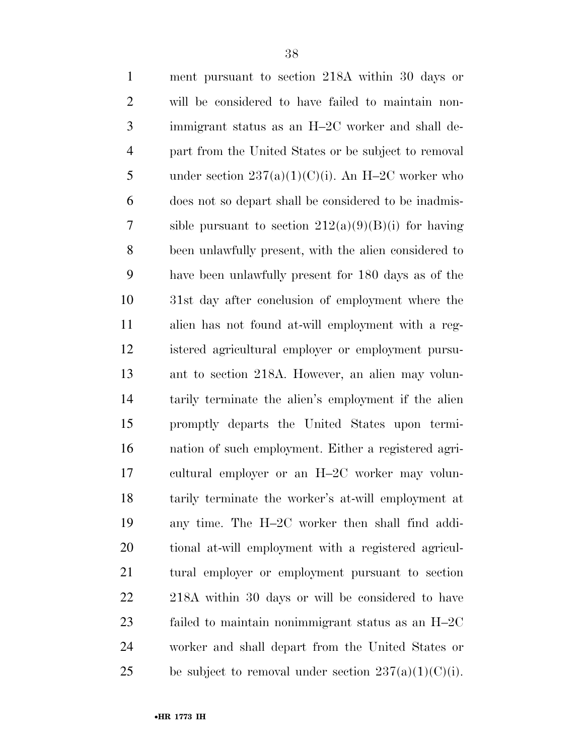ment pursuant to section 218A within 30 days or will be considered to have failed to maintain nonimmigrant status as an H–2C worker and shall depart from the United States or be subject to removal under section 237(a)(1)(C)(i). An H–2C worker who does not so depart shall be considered to be inadmissible pursuant to section 212(a)(9)(B)(i) for having been unlawfully present, with the alien considered to have been unlawfully present for 180 days as of the 31st day after conclusion of employment where the alien has not found at-will employment with a registered agricultural employer or employment pursuant to section 218A. However, an alien may voluntarily terminate the alien's employment if the alien promptly departs the United States upon termination of such employment. Either a registered agricultural employer or an H–2C worker may voluntarily terminate the worker's at-will employment at any time. The H–2C worker then shall find additional at-will employment with a registered agricultural employer or employment pursuant to section 218A within 30 days or will be considered to have failed to maintain nonimmigrant status as an H–2C worker and shall depart from the United States or be subject to removal under section 237(a)(1)(C)(i).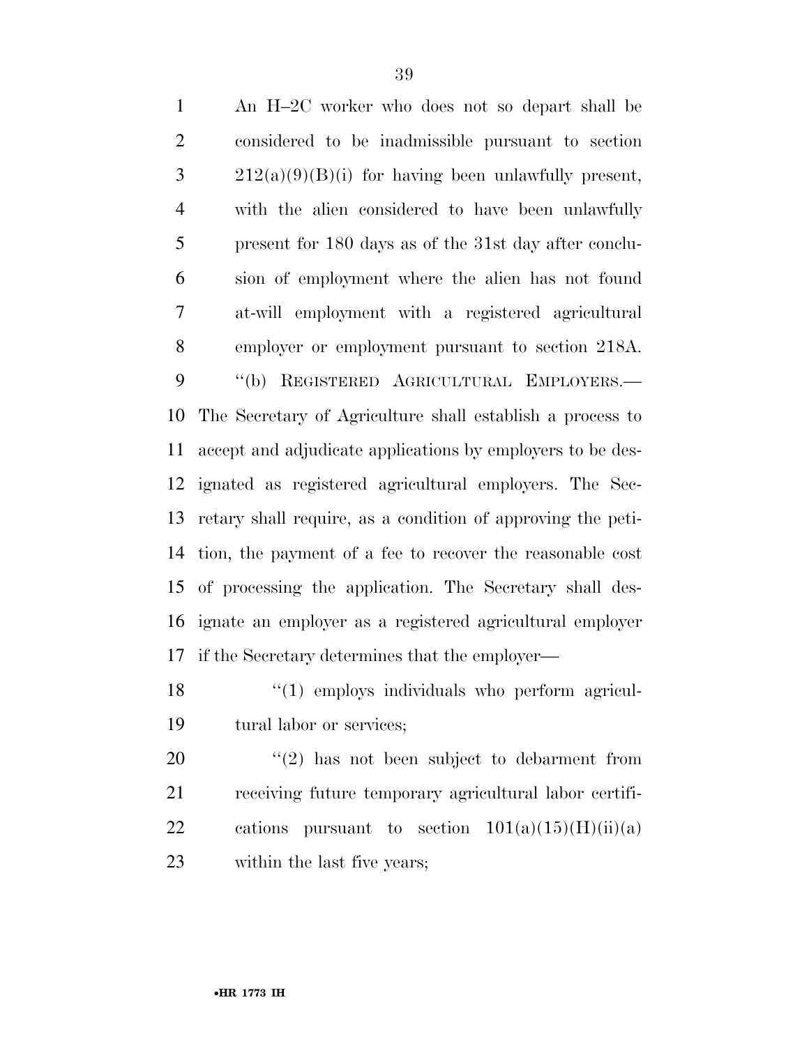An H–2C worker who does not so depart shall be considered to be inadmissible pursuant to section 212(a)(9)(B)(i) for having been unlawfully present, with the alien considered to have been unlawfully present for 180 days as of the 31st day after conclusion of employment where the alien has not found at-will employment with a registered agricultural employer or employment pursuant to section 218A.

''(b) REGISTERED AGRICULTURAL EMPLOYERS.—The Secretary of Agriculture shall establish a process to accept and adjudicate applications by employers to be designated as registered agricultural employers. The Secretary shall require, as a condition of approving the petition, the payment of a fee to recover the reasonable cost of processing the application. The Secretary shall designate an employer as a registered agricultural employer if the Secretary determines that the employer—

''(1) employs individuals who perform agricultural labor or services;

''(2) has not been subject to debarment from receiving future temporary agricultural labor certifications pursuant to section 101(a)(15)(H)(ii)(a) within the last five years;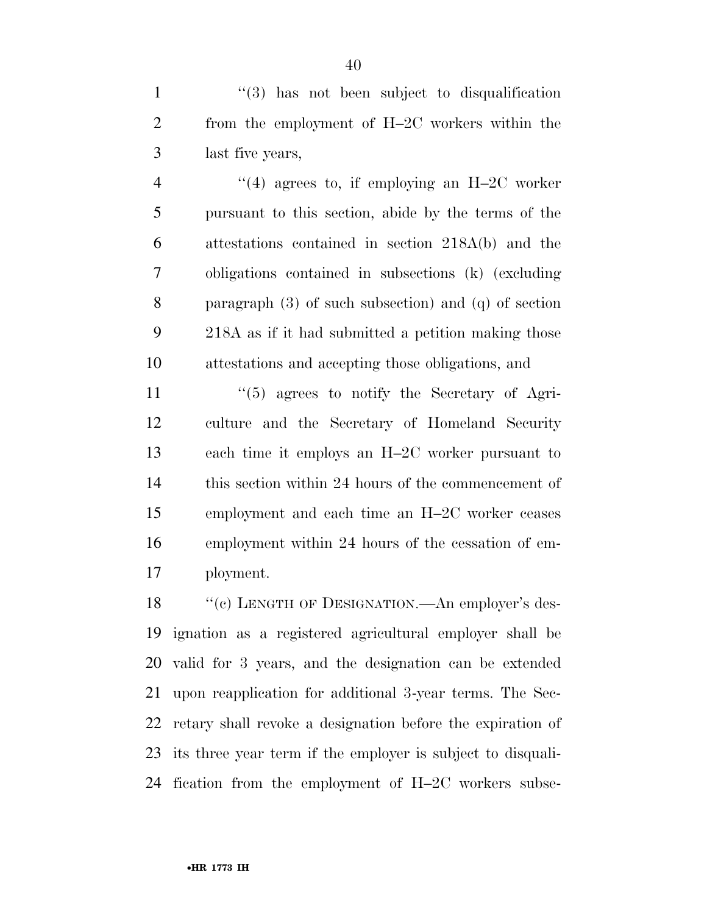"(3) has not been subject to disqualification from the employment of H–2C workers within the last five years,

"(4) agrees to, if employing an H–2C worker pursuant to this section, abide by the terms of the attestations contained in section 218A(b) and the obligations contained in subsections (k) (excluding paragraph (3) of such subsection) and (q) of section 218A as if it had submitted a petition making those attestations and accepting those obligations, and

"(5) agrees to notify the Secretary of Agriculture and the Secretary of Homeland Security each time it employs an H–2C worker pursuant to this section within 24 hours of the commencement of employment and each time an H–2C worker ceases employment within 24 hours of the cessation of employment.

"(c) LENGTH OF DESIGNATION.—An employer's designation as a registered agricultural employer shall be valid for 3 years, and the designation can be extended upon reapplication for additional 3-year terms. The Secretary shall revoke a designation before the expiration of its three year term if the employer is subject to disqualification from the employment of H–2C workers subse-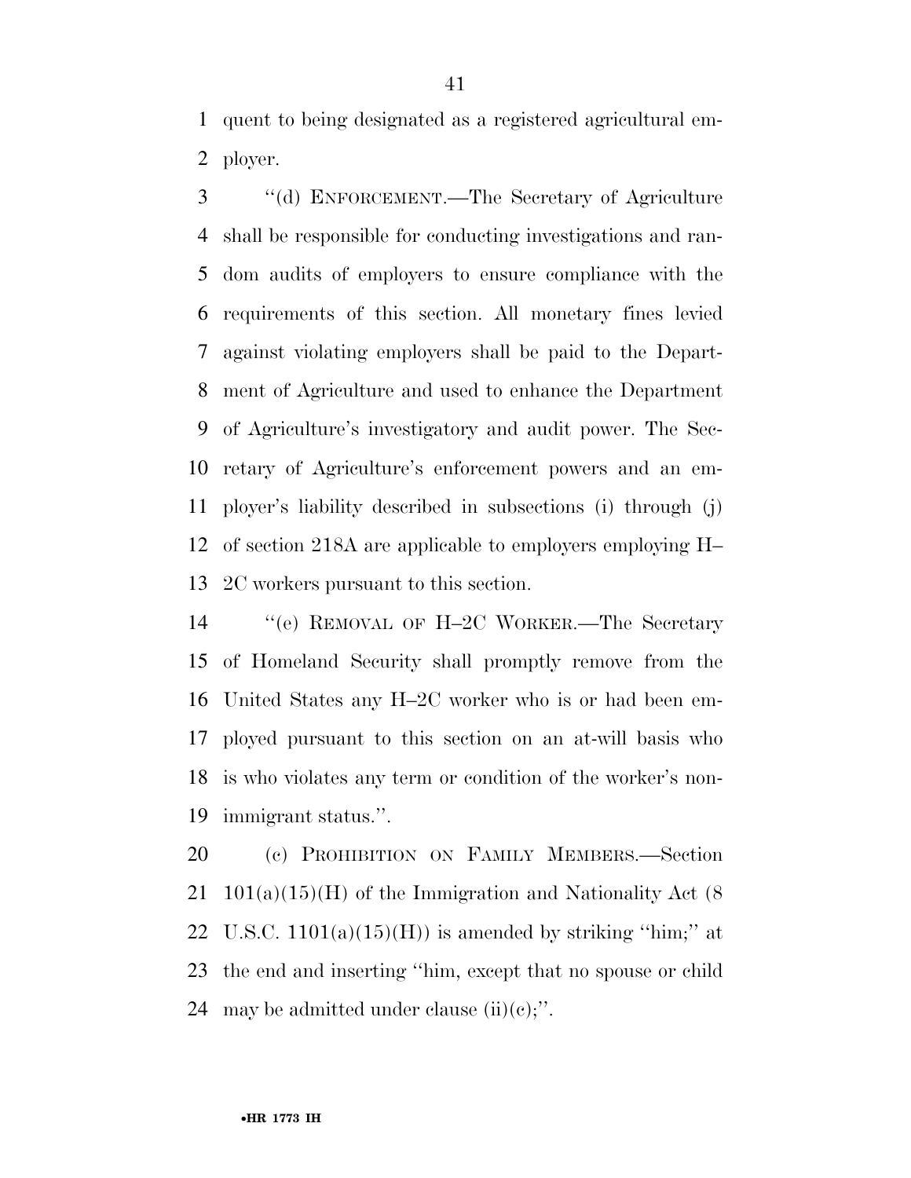quent to being designated as a registered agricultural employer.

''(d) ENFORCEMENT.—The Secretary of Agriculture shall be responsible for conducting investigations and random audits of employers to ensure compliance with the requirements of this section. All monetary fines levied against violating employers shall be paid to the Department of Agriculture and used to enhance the Department of Agriculture's investigatory and audit power. The Secretary of Agriculture's enforcement powers and an employer's liability described in subsections (i) through (j) of section 218A are applicable to employers employing H–2C workers pursuant to this section.

''(e) REMOVAL OF H–2C WORKER.—The Secretary of Homeland Security shall promptly remove from the United States any H–2C worker who is or had been employed pursuant to this section on an at-will basis who is who violates any term or condition of the worker's nonimmigrant status.''.

(c) PROHIBITION ON FAMILY MEMBERS.—Section 101(a)(15)(H) of the Immigration and Nationality Act (8 U.S.C. 1101(a)(15)(H)) is amended by striking ''him;'' at the end and inserting ''him, except that no spouse or child may be admitted under clause (ii)(c);''.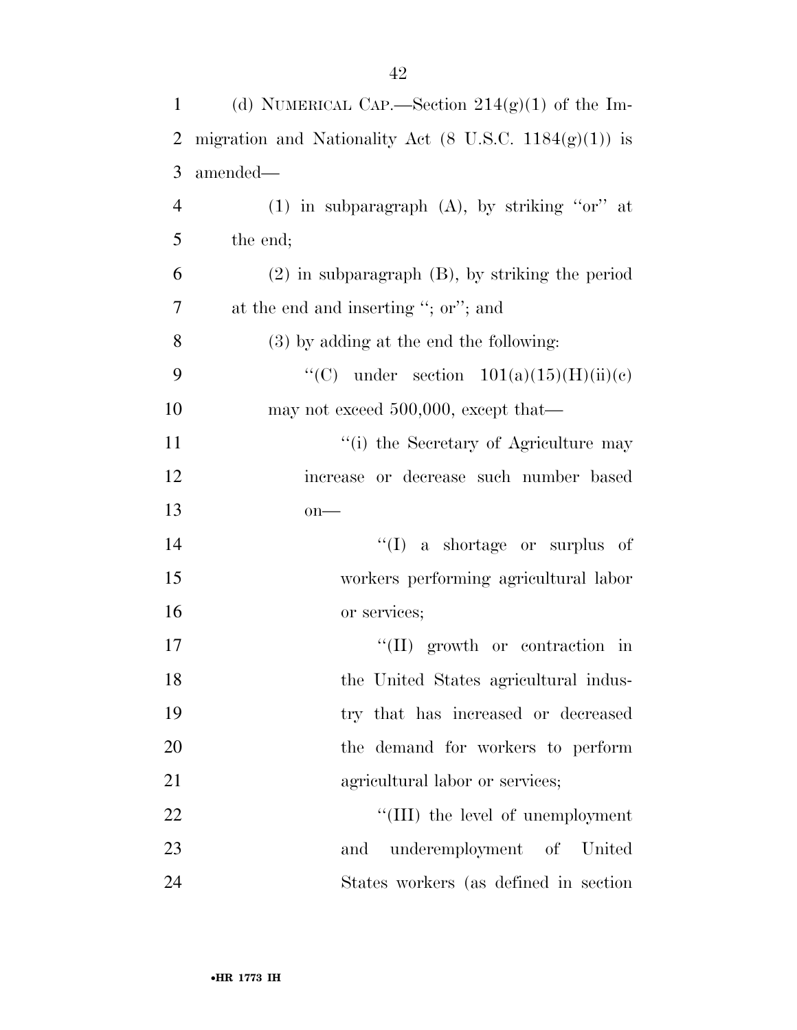(d) NUMERICAL CAP.—Section 214(g)(1) of the Immigration and Nationality Act (8 U.S.C. 1184(g)(1)) is amended—

(1) in subparagraph (A), by striking ''or'' at the end;

(2) in subparagraph (B), by striking the period at the end and inserting ''; or''; and

(3) by adding at the end the following:

''(C) under section 101(a)(15)(H)(ii)(c) may not exceed 500,000, except that—

''(i) the Secretary of Agriculture may increase or decrease such number based on—

''(I) a shortage or surplus of workers performing agricultural labor or services;

''(II) growth or contraction in the United States agricultural industry that has increased or decreased the demand for workers to perform agricultural labor or services;

''(III) the level of unemployment and underemployment of United States workers (as defined in section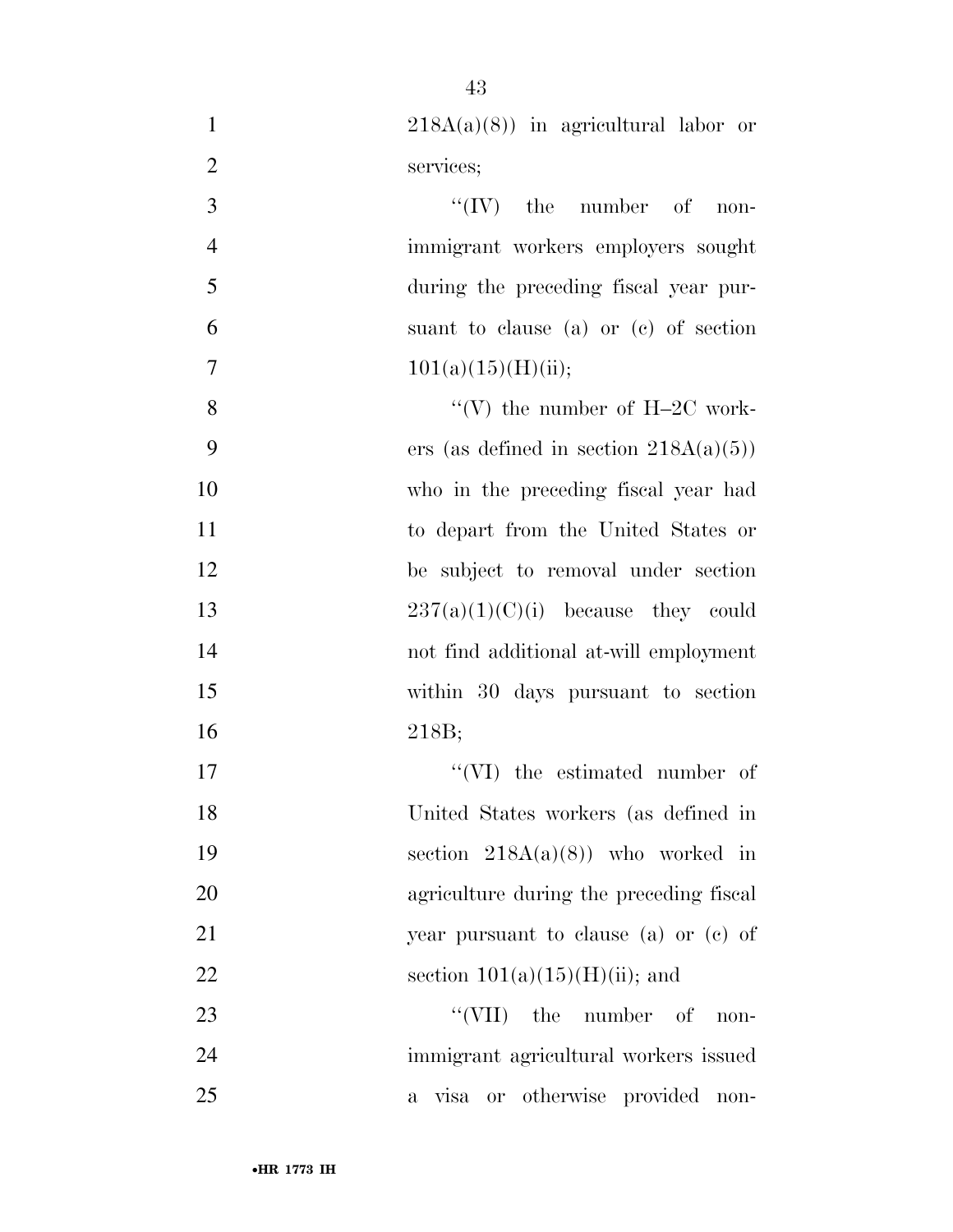218A(a)(8)) in agricultural labor or services;

"(IV) the number of non-immigrant workers employers sought during the preceding fiscal year pursuant to clause (a) or (c) of section 101(a)(15)(H)(ii);

"(V) the number of H–2C workers (as defined in section 218A(a)(5)) who in the preceding fiscal year had to depart from the United States or be subject to removal under section 237(a)(1)(C)(i) because they could not find additional at-will employment within 30 days pursuant to section 218B;

"(VI) the estimated number of United States workers (as defined in section 218A(a)(8)) who worked in agriculture during the preceding fiscal year pursuant to clause (a) or (c) of section 101(a)(15)(H)(ii); and

"(VII) the number of non-immigrant agricultural workers issued a visa or otherwise provided non-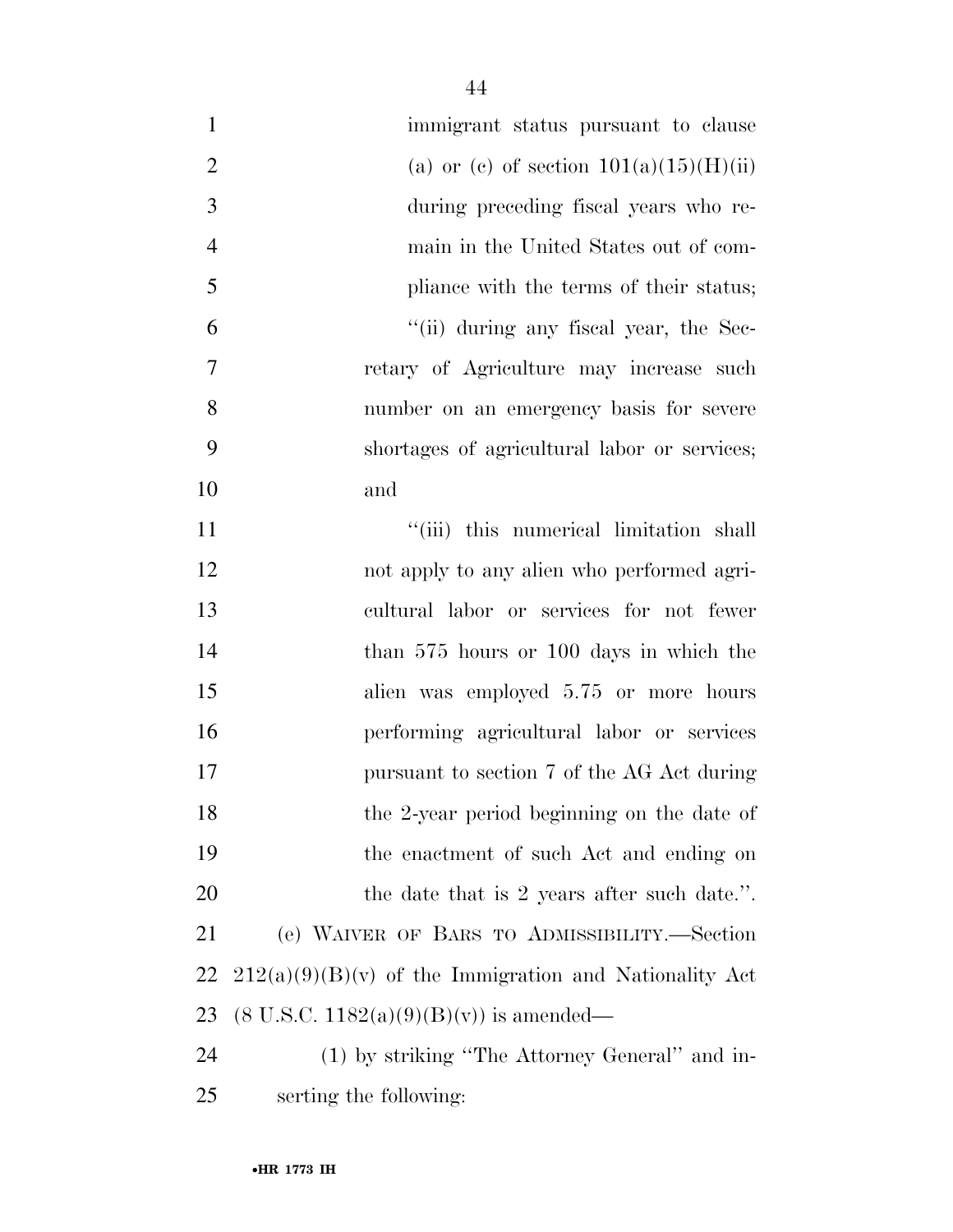immigrant status pursuant to clause (a) or (c) of section 101(a)(15)(H)(ii) during preceding fiscal years who remain in the United States out of compliance with the terms of their status;

"(ii) during any fiscal year, the Secretary of Agriculture may increase such number on an emergency basis for severe shortages of agricultural labor or services; and

"(iii) this numerical limitation shall not apply to any alien who performed agricultural labor or services for not fewer than 575 hours or 100 days in which the alien was employed 5.75 or more hours performing agricultural labor or services pursuant to section 7 of the AG Act during the 2-year period beginning on the date of the enactment of such Act and ending on the date that is 2 years after such date.".

(e) WAIVER OF BARS TO ADMISSIBILITY.—Section 212(a)(9)(B)(v) of the Immigration and Nationality Act (8 U.S.C. 1182(a)(9)(B)(v)) is amended—

(1) by striking "The Attorney General" and inserting the following: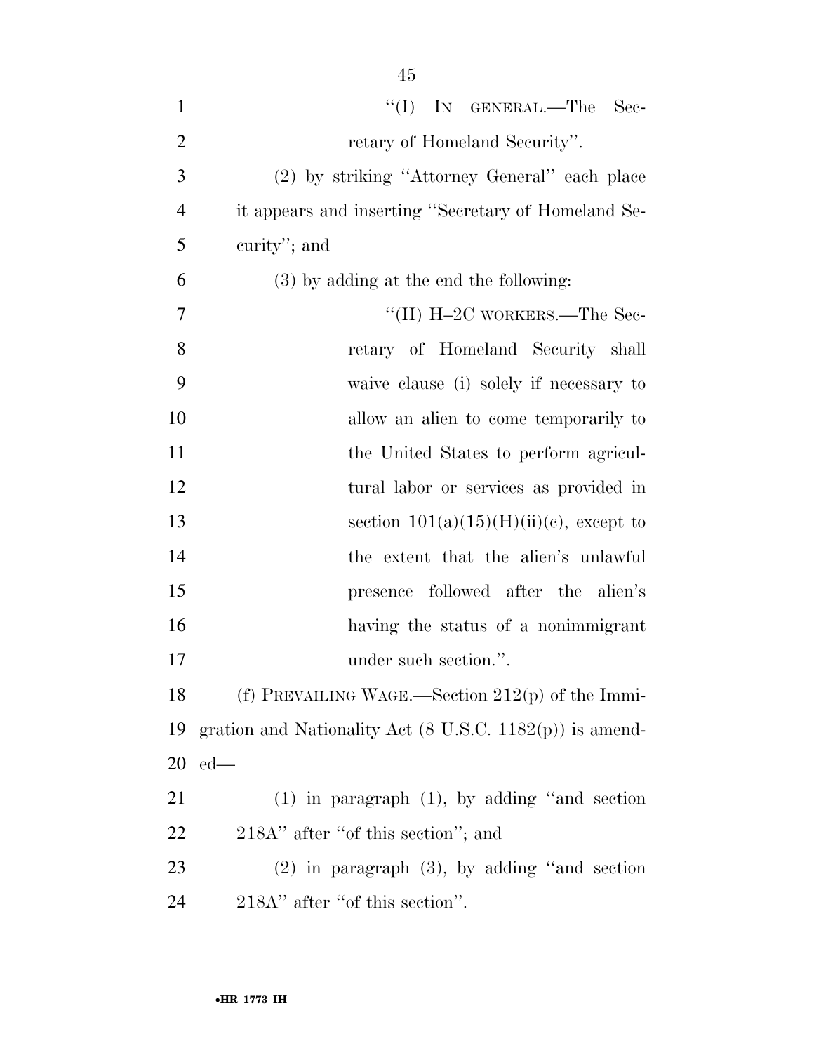"(I) IN GENERAL.—The Secretary of Homeland Security".

(2) by striking "Attorney General" each place it appears and inserting "Secretary of Homeland Security"; and

(3) by adding at the end the following:

"(II) H–2C WORKERS.—The Secretary of Homeland Security shall waive clause (i) solely if necessary to allow an alien to come temporarily to the United States to perform agricultural labor or services as provided in section 101(a)(15)(H)(ii)(c), except to the extent that the alien's unlawful presence followed after the alien's having the status of a nonimmigrant under such section.".

(f) PREVAILING WAGE.—Section 212(p) of the Immigration and Nationality Act (8 U.S.C. 1182(p)) is amended—

(1) in paragraph (1), by adding "and section 218A" after "of this section"; and

(2) in paragraph (3), by adding "and section 218A" after "of this section".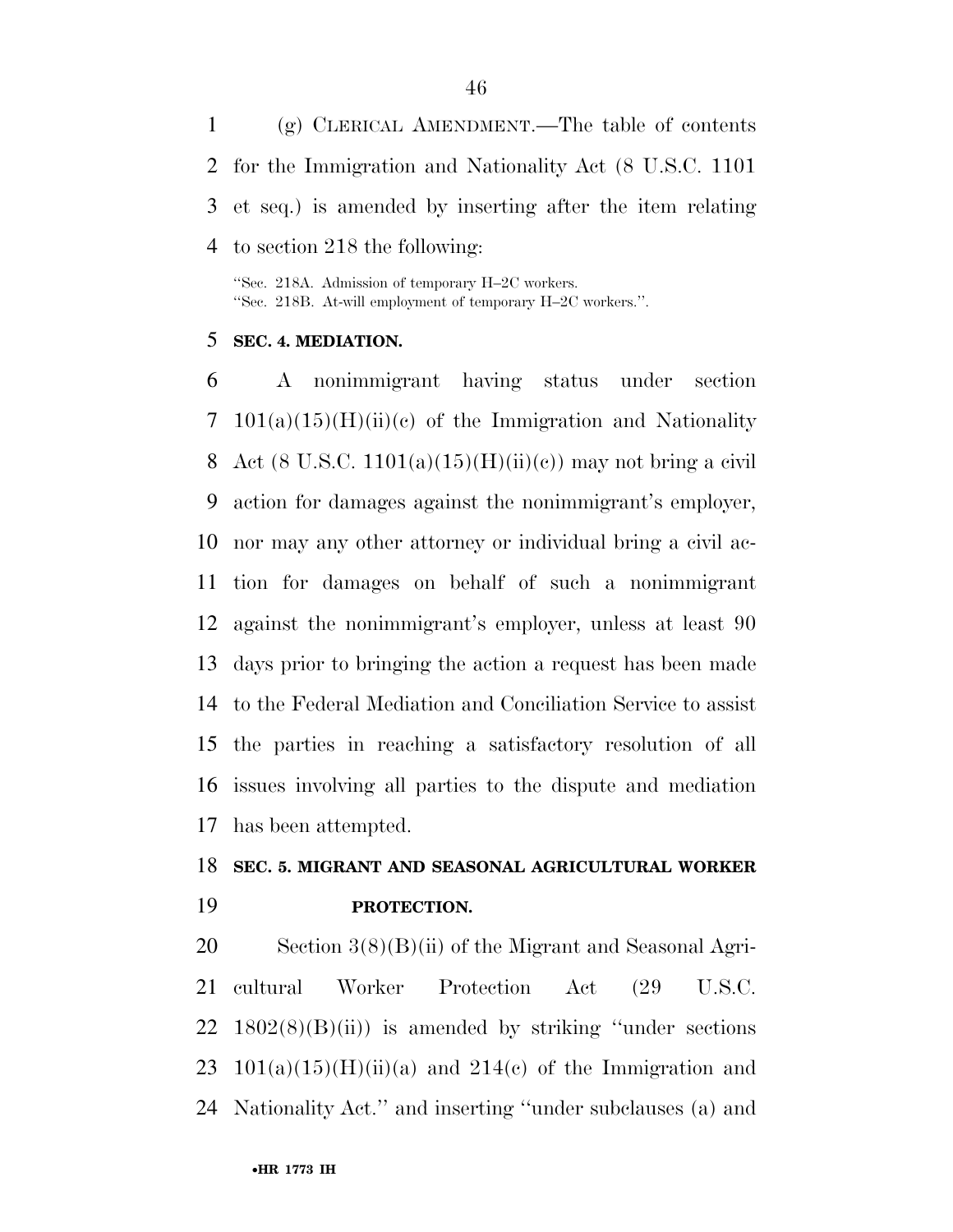(g) CLERICAL AMENDMENT.—The table of contents for the Immigration and Nationality Act (8 U.S.C. 1101 et seq.) is amended by inserting after the item relating to section 218 the following:

"Sec. 218A. Admission of temporary H–2C workers.
"Sec. 218B. At-will employment of temporary H–2C workers.".

**SEC. 4. MEDIATION.**

A nonimmigrant having status under section 101(a)(15)(H)(ii)(c) of the Immigration and Nationality Act (8 U.S.C. 1101(a)(15)(H)(ii)(c)) may not bring a civil action for damages against the nonimmigrant's employer, nor may any other attorney or individual bring a civil action for damages on behalf of such a nonimmigrant against the nonimmigrant's employer, unless at least 90 days prior to bringing the action a request has been made to the Federal Mediation and Conciliation Service to assist the parties in reaching a satisfactory resolution of all issues involving all parties to the dispute and mediation has been attempted.

**SEC. 5. MIGRANT AND SEASONAL AGRICULTURAL WORKER PROTECTION.**

Section 3(8)(B)(ii) of the Migrant and Seasonal Agricultural Worker Protection Act (29 U.S.C. 1802(8)(B)(ii)) is amended by striking "under sections 101(a)(15)(H)(ii)(a) and 214(c) of the Immigration and Nationality Act." and inserting "under subclauses (a) and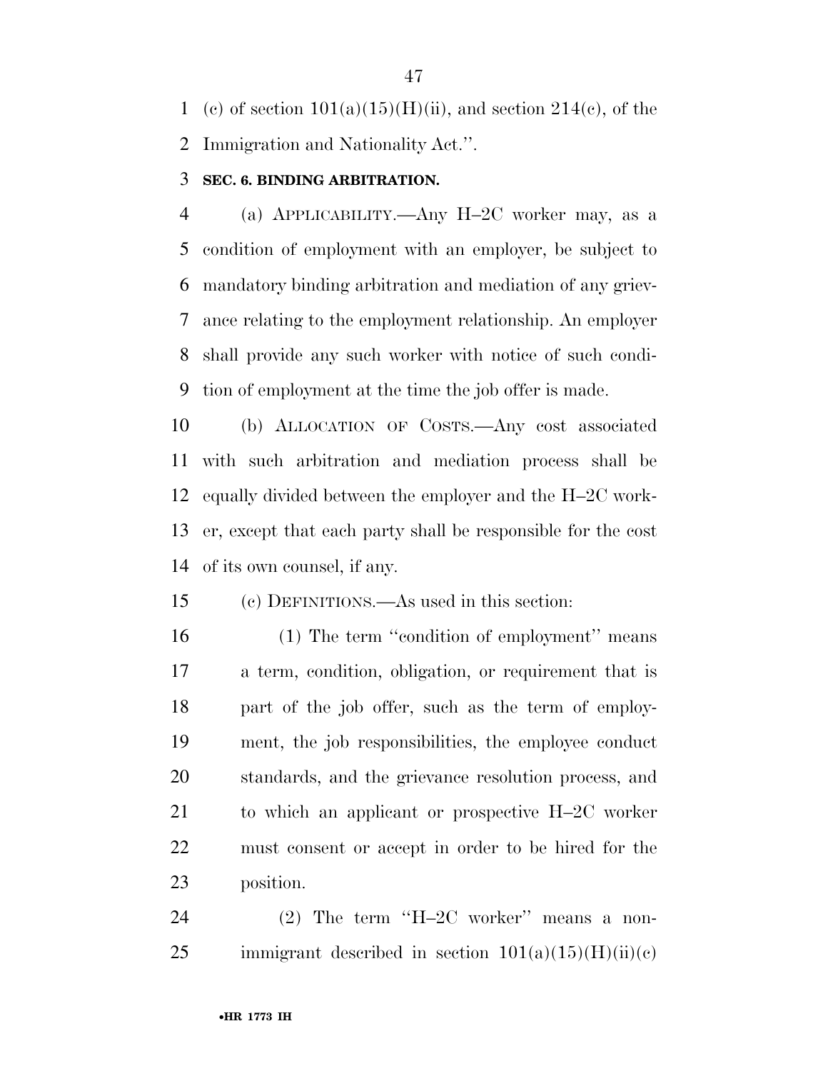(c) of section 101(a)(15)(H)(ii), and section 214(c), of the Immigration and Nationality Act.''.

**SEC. 6. BINDING ARBITRATION.**

(a) APPLICABILITY.—Any H–2C worker may, as a condition of employment with an employer, be subject to mandatory binding arbitration and mediation of any grievance relating to the employment relationship. An employer shall provide any such worker with notice of such condition of employment at the time the job offer is made.

(b) ALLOCATION OF COSTS.—Any cost associated with such arbitration and mediation process shall be equally divided between the employer and the H–2C worker, except that each party shall be responsible for the cost of its own counsel, if any.

(c) DEFINITIONS.—As used in this section:

(1) The term ''condition of employment'' means a term, condition, obligation, or requirement that is part of the job offer, such as the term of employment, the job responsibilities, the employee conduct standards, and the grievance resolution process, and to which an applicant or prospective H–2C worker must consent or accept in order to be hired for the position.

(2) The term ''H–2C worker'' means a nonimmigrant described in section 101(a)(15)(H)(ii)(c)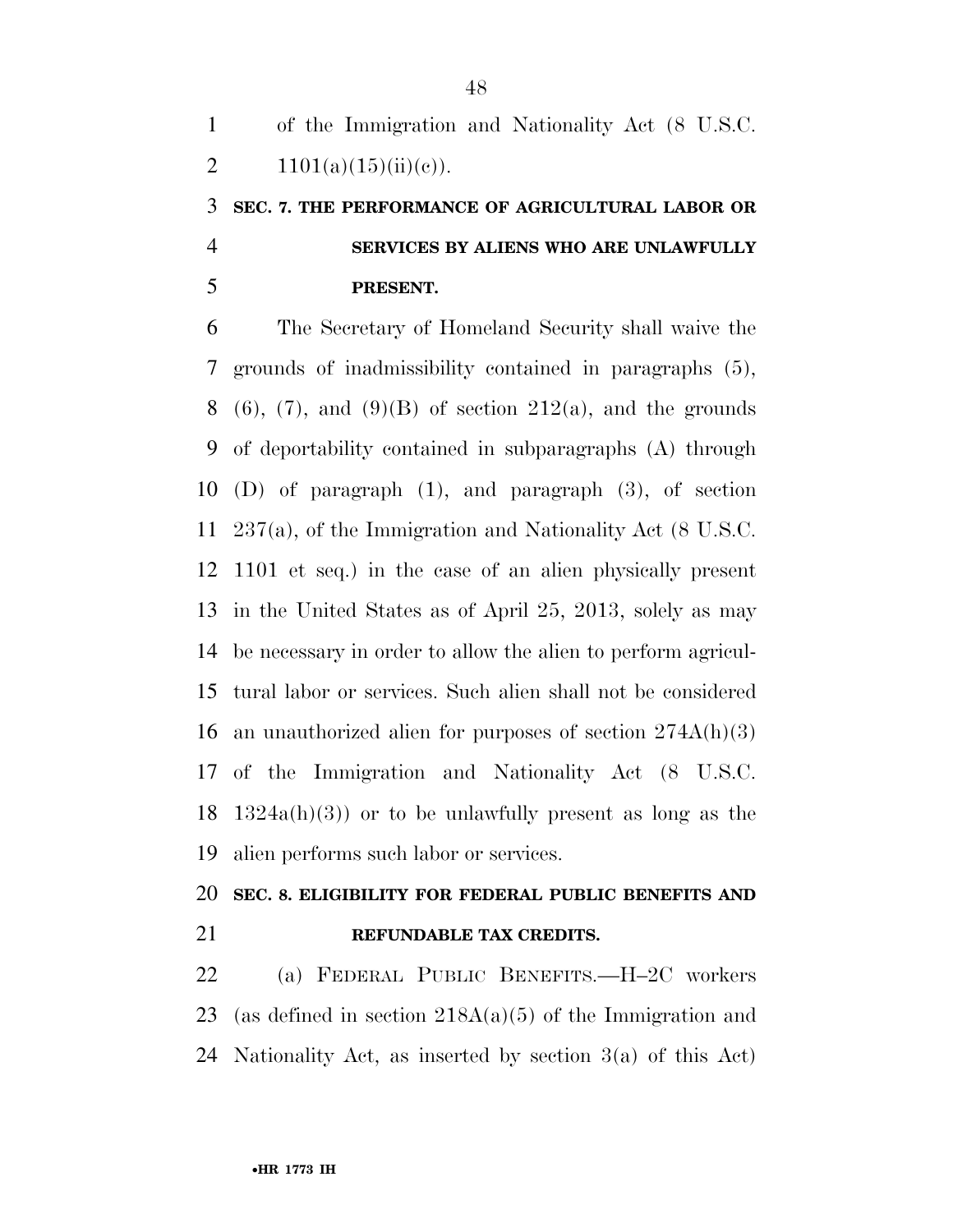of the Immigration and Nationality Act (8 U.S.C. 1101(a)(15)(ii)(c)).

## SEC. 7. THE PERFORMANCE OF AGRICULTURAL LABOR OR SERVICES BY ALIENS WHO ARE UNLAWFULLY PRESENT.

The Secretary of Homeland Security shall waive the grounds of inadmissibility contained in paragraphs (5), (6), (7), and (9)(B) of section 212(a), and the grounds of deportability contained in subparagraphs (A) through (D) of paragraph (1), and paragraph (3), of section 237(a), of the Immigration and Nationality Act (8 U.S.C. 1101 et seq.) in the case of an alien physically present in the United States as of April 25, 2013, solely as may be necessary in order to allow the alien to perform agricultural labor or services. Such alien shall not be considered an unauthorized alien for purposes of section 274A(h)(3) of the Immigration and Nationality Act (8 U.S.C. 1324a(h)(3)) or to be unlawfully present as long as the alien performs such labor or services.

## SEC. 8. ELIGIBILITY FOR FEDERAL PUBLIC BENEFITS AND REFUNDABLE TAX CREDITS.

(a) FEDERAL PUBLIC BENEFITS.—H–2C workers (as defined in section 218A(a)(5) of the Immigration and Nationality Act, as inserted by section 3(a) of this Act)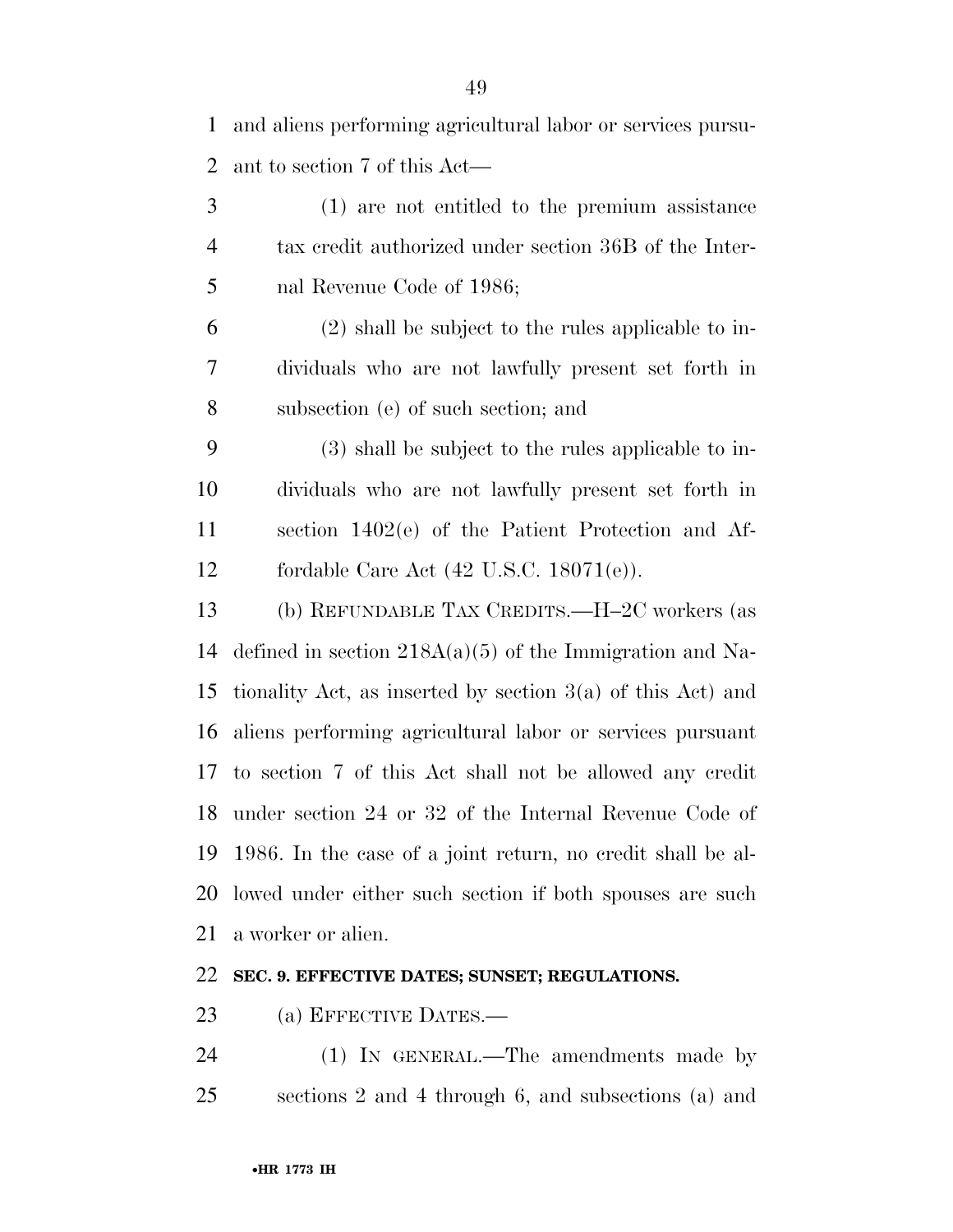and aliens performing agricultural labor or services pursuant to section 7 of this Act—

(1) are not entitled to the premium assistance tax credit authorized under section 36B of the Internal Revenue Code of 1986;

(2) shall be subject to the rules applicable to individuals who are not lawfully present set forth in subsection (e) of such section; and

(3) shall be subject to the rules applicable to individuals who are not lawfully present set forth in section 1402(e) of the Patient Protection and Affordable Care Act (42 U.S.C. 18071(e)).

(b) REFUNDABLE TAX CREDITS.—H–2C workers (as defined in section 218A(a)(5) of the Immigration and Nationality Act, as inserted by section 3(a) of this Act) and aliens performing agricultural labor or services pursuant to section 7 of this Act shall not be allowed any credit under section 24 or 32 of the Internal Revenue Code of 1986. In the case of a joint return, no credit shall be allowed under either such section if both spouses are such a worker or alien.

**SEC. 9. EFFECTIVE DATES; SUNSET; REGULATIONS.**

(a) EFFECTIVE DATES.—

(1) IN GENERAL.—The amendments made by sections 2 and 4 through 6, and subsections (a) and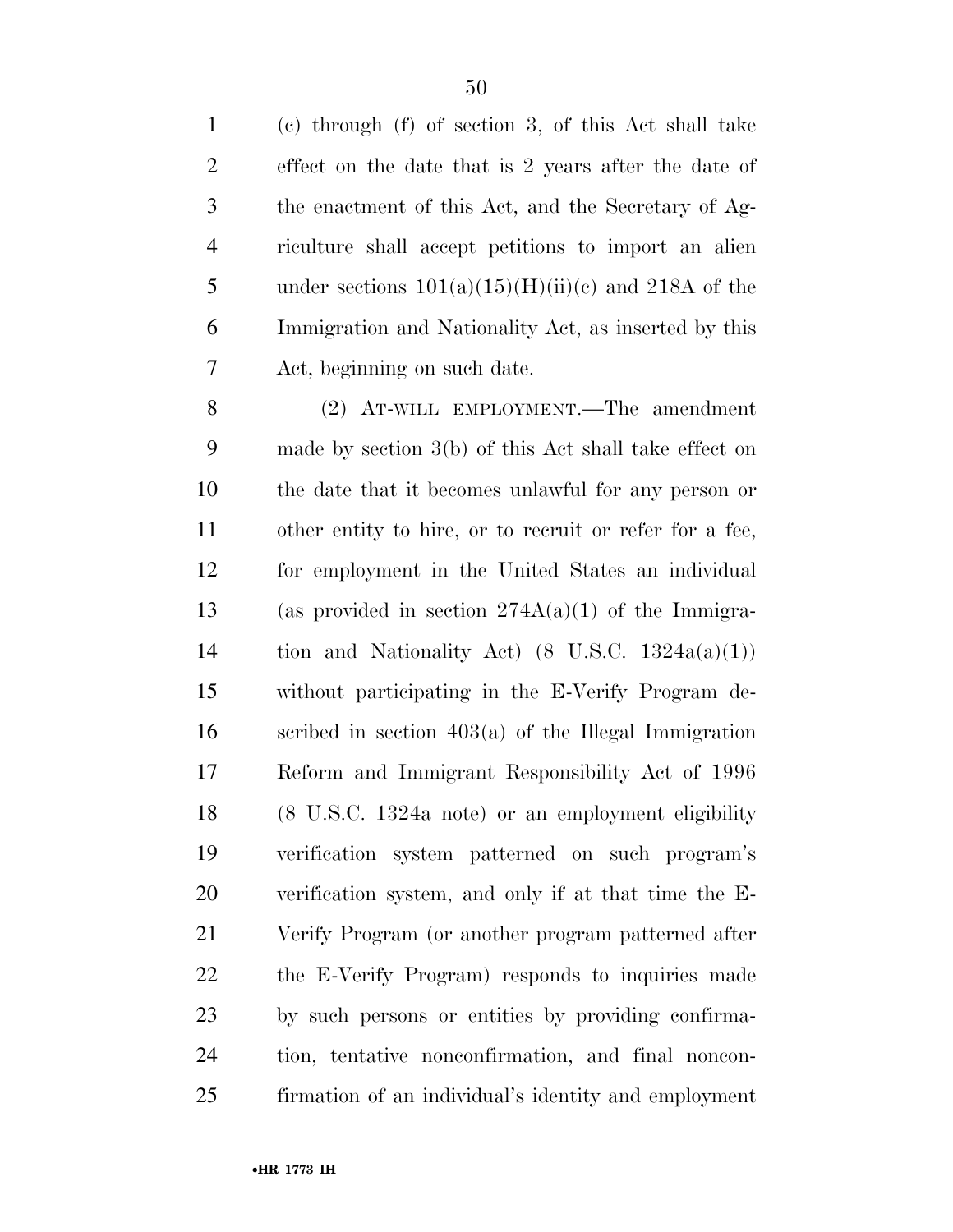(c) through (f) of section 3, of this Act shall take effect on the date that is 2 years after the date of the enactment of this Act, and the Secretary of Agriculture shall accept petitions to import an alien under sections 101(a)(15)(H)(ii)(c) and 218A of the Immigration and Nationality Act, as inserted by this Act, beginning on such date.

(2) AT-WILL EMPLOYMENT.—The amendment made by section 3(b) of this Act shall take effect on the date that it becomes unlawful for any person or other entity to hire, or to recruit or refer for a fee, for employment in the United States an individual (as provided in section 274A(a)(1) of the Immigration and Nationality Act) (8 U.S.C. 1324a(a)(1)) without participating in the E-Verify Program described in section 403(a) of the Illegal Immigration Reform and Immigrant Responsibility Act of 1996 (8 U.S.C. 1324a note) or an employment eligibility verification system patterned on such program's verification system, and only if at that time the E-Verify Program (or another program patterned after the E-Verify Program) responds to inquiries made by such persons or entities by providing confirmation, tentative nonconfirmation, and final nonconfirmation of an individual's identity and employment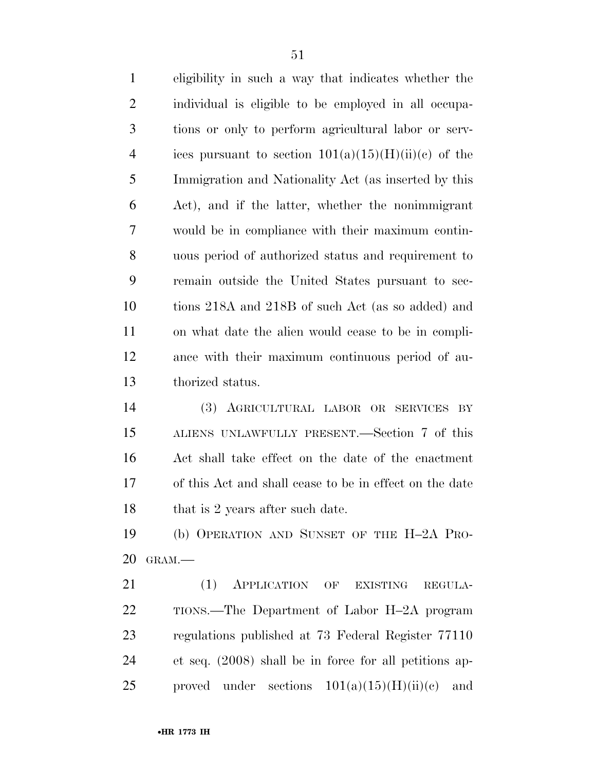eligibility in such a way that indicates whether the individual is eligible to be employed in all occupations or only to perform agricultural labor or services pursuant to section 101(a)(15)(H)(ii)(c) of the Immigration and Nationality Act (as inserted by this Act), and if the latter, whether the nonimmigrant would be in compliance with their maximum continuous period of authorized status and requirement to remain outside the United States pursuant to sections 218A and 218B of such Act (as so added) and on what date the alien would cease to be in compliance with their maximum continuous period of authorized status.

(3) AGRICULTURAL LABOR OR SERVICES BY ALIENS UNLAWFULLY PRESENT.—Section 7 of this Act shall take effect on the date of the enactment of this Act and shall cease to be in effect on the date that is 2 years after such date.

(b) OPERATION AND SUNSET OF THE H–2A PROGRAM.—

(1) APPLICATION OF EXISTING REGULATIONS.—The Department of Labor H–2A program regulations published at 73 Federal Register 77110 et seq. (2008) shall be in force for all petitions approved under sections 101(a)(15)(H)(ii)(c) and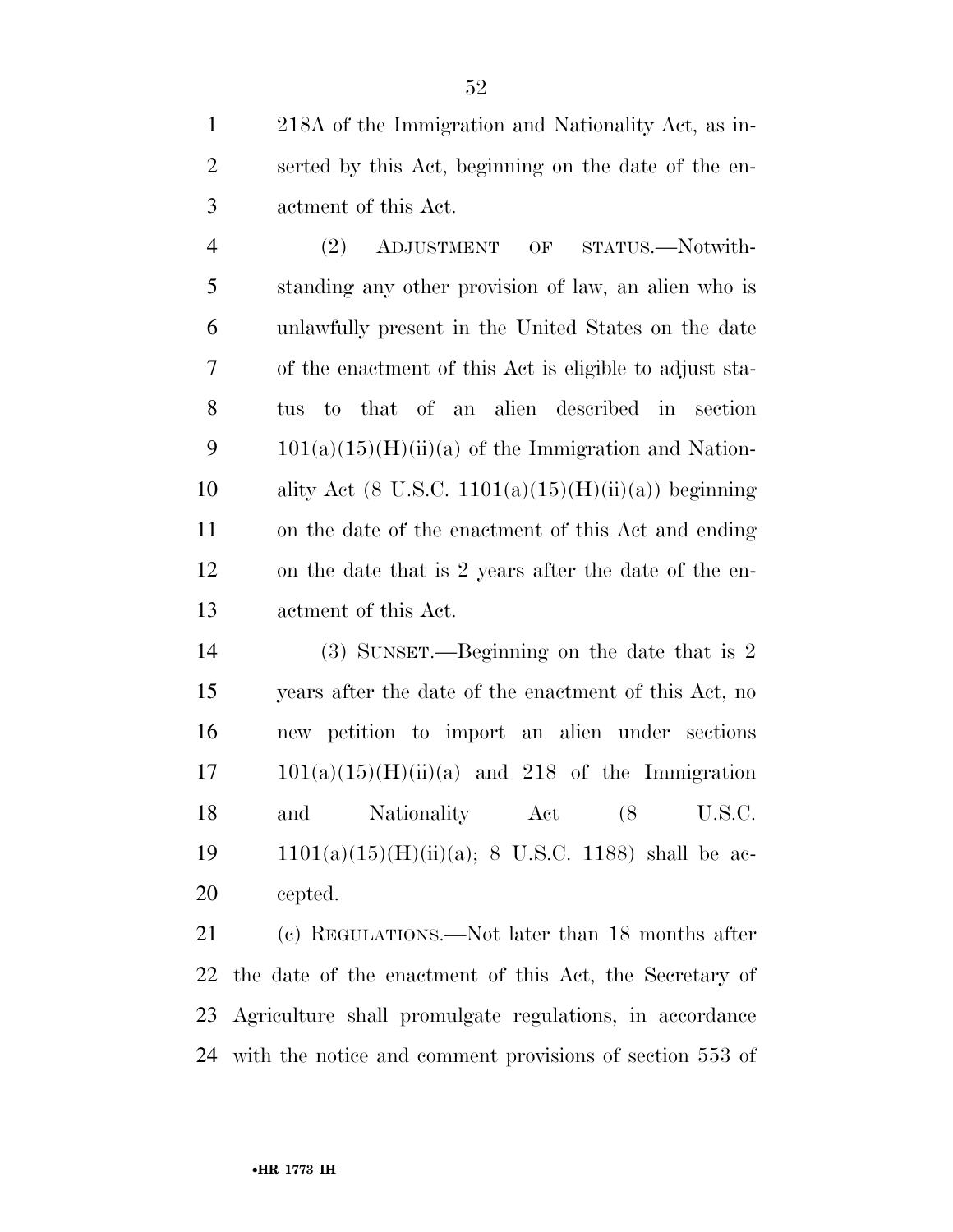218A of the Immigration and Nationality Act, as inserted by this Act, beginning on the date of the enactment of this Act.

(2) ADJUSTMENT OF STATUS.—Notwithstanding any other provision of law, an alien who is unlawfully present in the United States on the date of the enactment of this Act is eligible to adjust status to that of an alien described in section 101(a)(15)(H)(ii)(a) of the Immigration and Nationality Act (8 U.S.C. 1101(a)(15)(H)(ii)(a)) beginning on the date of the enactment of this Act and ending on the date that is 2 years after the date of the enactment of this Act.

(3) SUNSET.—Beginning on the date that is 2 years after the date of the enactment of this Act, no new petition to import an alien under sections 101(a)(15)(H)(ii)(a) and 218 of the Immigration and Nationality Act (8 U.S.C. 1101(a)(15)(H)(ii)(a); 8 U.S.C. 1188) shall be accepted.

(c) REGULATIONS.—Not later than 18 months after the date of the enactment of this Act, the Secretary of Agriculture shall promulgate regulations, in accordance with the notice and comment provisions of section 553 of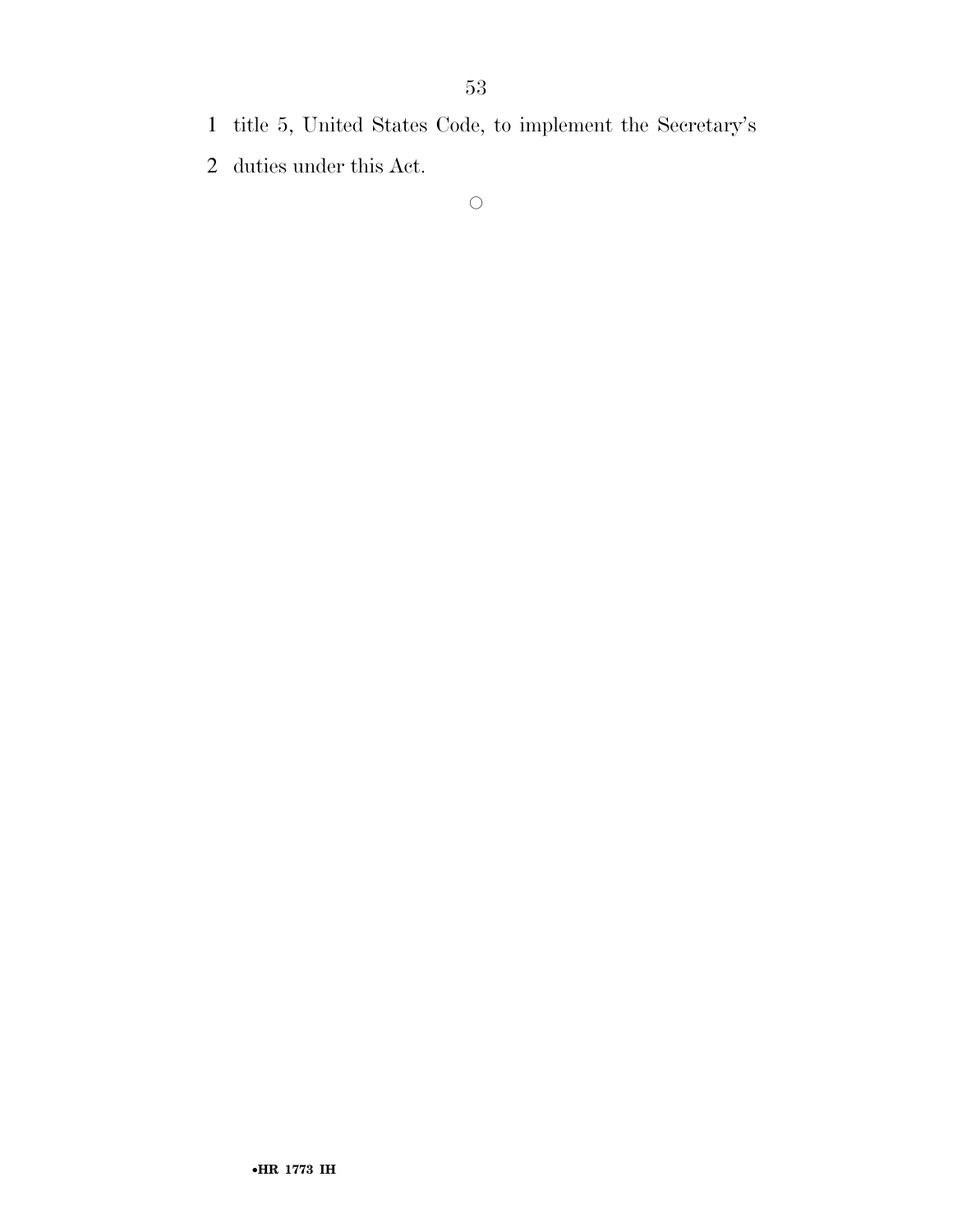title 5, United States Code, to implement the Secretary's duties under this Act.

○